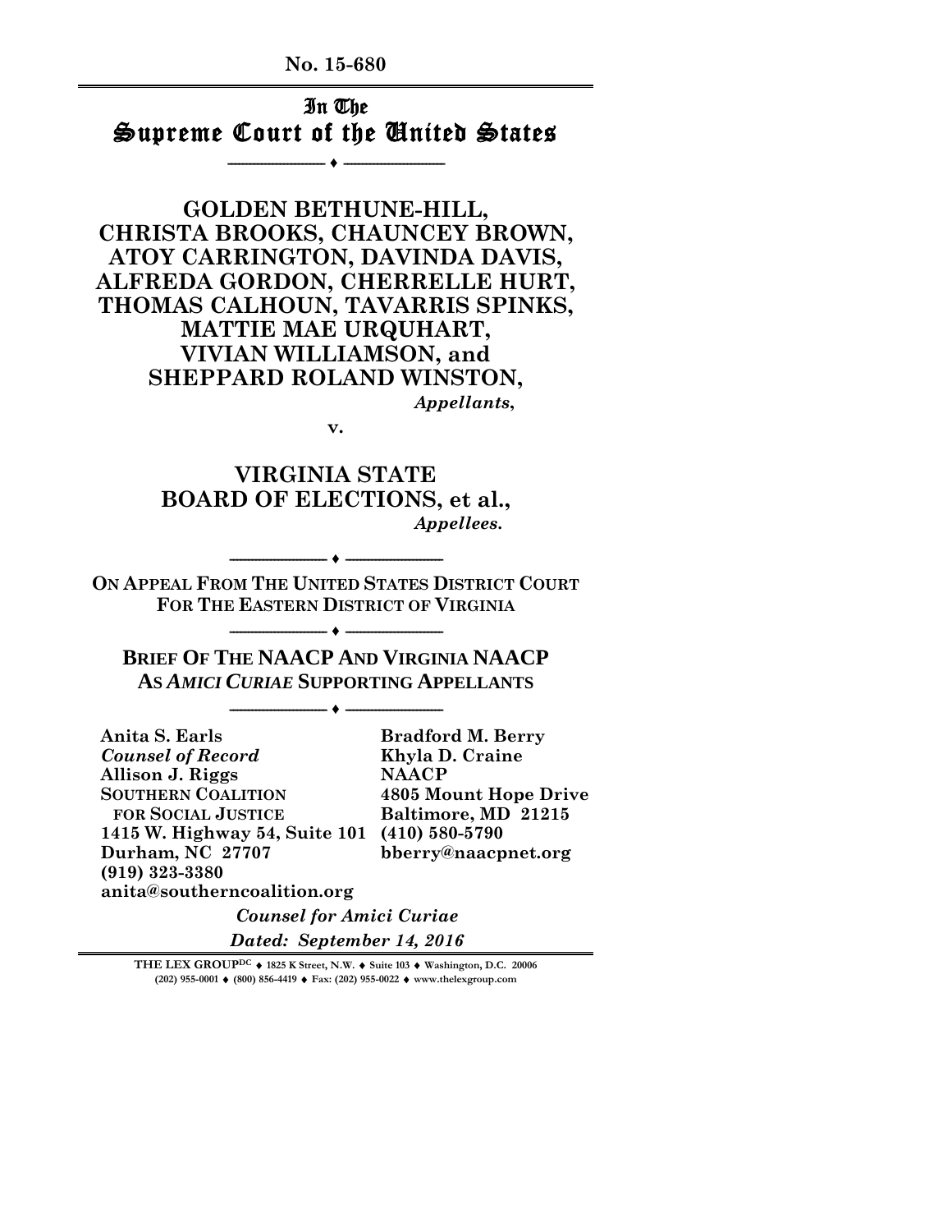**No. 15-680**

# In The Supreme Court of the United States

---

**GOLDEN BETHUNE-HILL, CHRISTA BROOKS, CHAUNCEY BROWN, ATOY CARRINGTON, DAVINDA DAVIS, ALFREDA GORDON, CHERRELLE HURT, THOMAS CALHOUN, TAVARRIS SPINKS, MATTIE MAE URQUHART, VIVIAN WILLIAMSON, and SHEPPARD ROLAND WINSTON,**

*Appellants*,

v.

**VIRGINIA STATE BOARD OF ELECTIONS, et al.,**

*Appellees.*

---

**ON APPEAL FROM THE UNITED STATES DISTRICT COURT FOR THE EASTERN DISTRICT OF VIRGINIA**

---

**BRIEF OF THE NAACP AND VIRGINIA NAACP AS *AMICI CURIAE* SUPPORTING APPELLANTS**

---

**Anita S. Earls**
***Counsel of Record***
**Allison J. Riggs**
**SOUTHERN COALITION FOR SOCIAL JUSTICE**
**1415 W. Highway 54, Suite 101**
**Durham, NC 27707**
**(919) 323-3380**
**anita@southerncoalition.org**

**Bradford M. Berry**
**Khyla D. Craine**
**NAACP**
**4805 Mount Hope Drive**
**Baltimore, MD 21215**
**(410) 580-5790**
**bberry@naacpnet.org**

***Counsel for Amici Curiae***

***Dated: September 14, 2016***

THE LEX GROUP[DC] ♦ 1825 K Street, N.W. ♦ Suite 103 ♦ Washington, D.C. 20006
(202) 955-0001 ♦ (800) 856-4419 ♦ Fax: (202) 955-0022 ♦ www.thelexgroup.com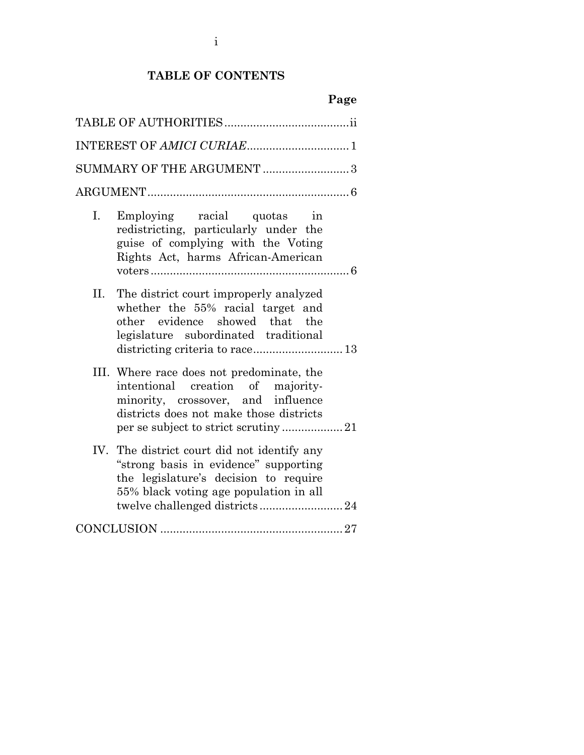## TABLE OF CONTENTS

| | Page |
|---|---|
| TABLE OF AUTHORITIES | ii |
| INTEREST OF *AMICI CURIAE* | 1 |
| SUMMARY OF THE ARGUMENT | 3 |
| ARGUMENT | 6 |
| I. Employing racial quotas in redistricting, particularly under the guise of complying with the Voting Rights Act, harms African-American voters | 6 |
| II. The district court improperly analyzed whether the 55% racial target and other evidence showed that the legislature subordinated traditional districting criteria to race | 13 |
| III. Where race does not predominate, the intentional creation of majority-minority, crossover, and influence districts does not make those districts per se subject to strict scrutiny | 21 |
| IV. The district court did not identify any "strong basis in evidence" supporting the legislature's decision to require 55% black voting age population in all twelve challenged districts | 24 |
| CONCLUSION | 27 |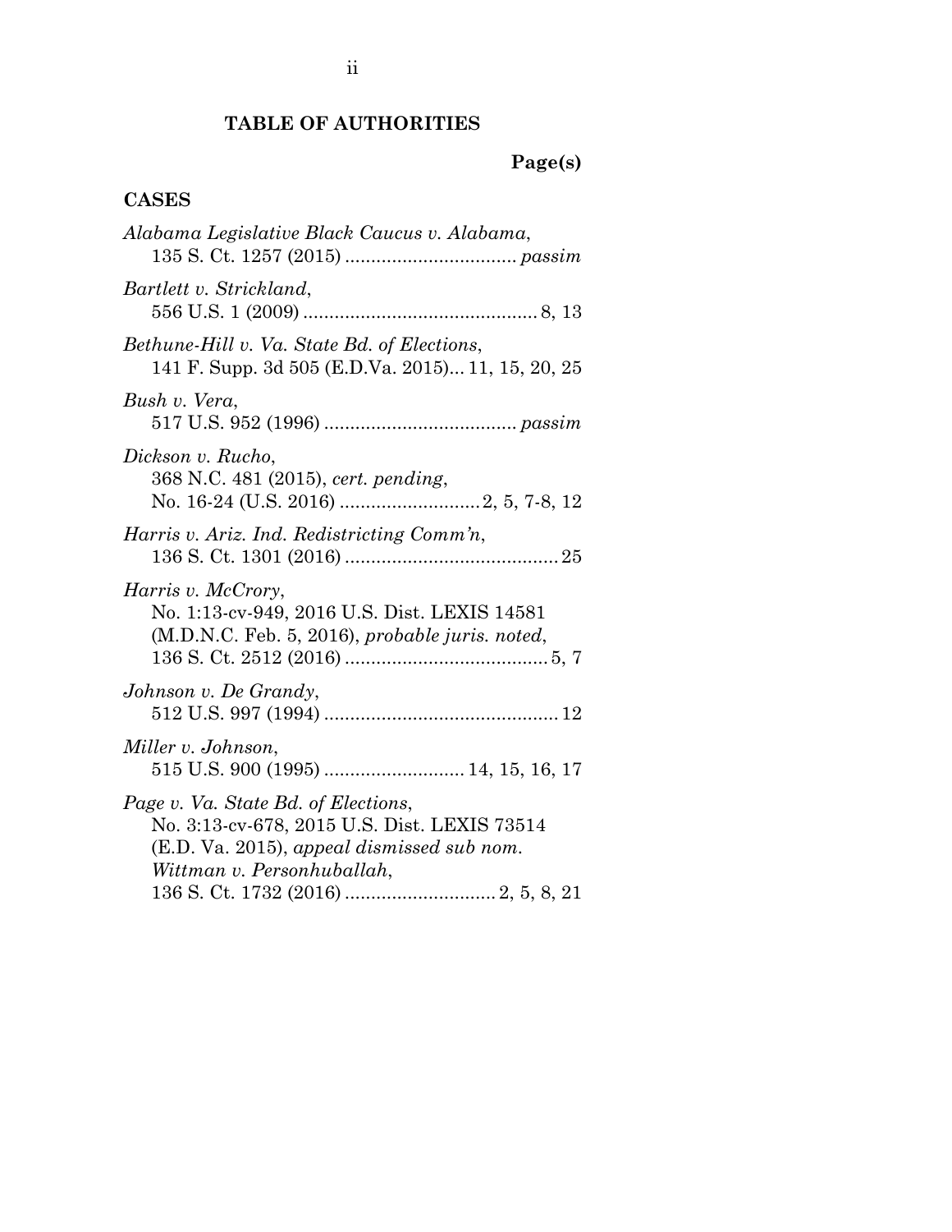## TABLE OF AUTHORITIES

**Page(s)**

### CASES

*Alabama Legislative Black Caucus v. Alabama*, 135 S. Ct. 1257 (2015) ................................ *passim*

*Bartlett v. Strickland*, 556 U.S. 1 (2009) ............................................ 8, 13

*Bethune-Hill v. Va. State Bd. of Elections*, 141 F. Supp. 3d 505 (E.D.Va. 2015)... 11, 15, 20, 25

*Bush v. Vera*, 517 U.S. 952 (1996) .................................... *passim*

*Dickson v. Rucho*, 368 N.C. 481 (2015), *cert. pending*, No. 16-24 (U.S. 2016) ........................... 2, 5, 7-8, 12

*Harris v. Ariz. Ind. Redistricting Comm'n*, 136 S. Ct. 1301 (2016) ......................................... 25

*Harris v. McCrory*, No. 1:13-cv-949, 2016 U.S. Dist. LEXIS 14581 (M.D.N.C. Feb. 5, 2016), *probable juris. noted*, 136 S. Ct. 2512 (2016) ....................................... 5, 7

*Johnson v. De Grandy*, 512 U.S. 997 (1994) ............................................ 12

*Miller v. Johnson*, 515 U.S. 900 (1995) .......................... 14, 15, 16, 17

*Page v. Va. State Bd. of Elections*, No. 3:13-cv-678, 2015 U.S. Dist. LEXIS 73514 (E.D. Va. 2015), *appeal dismissed sub nom. Wittman v. Personhuballah*, 136 S. Ct. 1732 (2016) ............................ 2, 5, 8, 21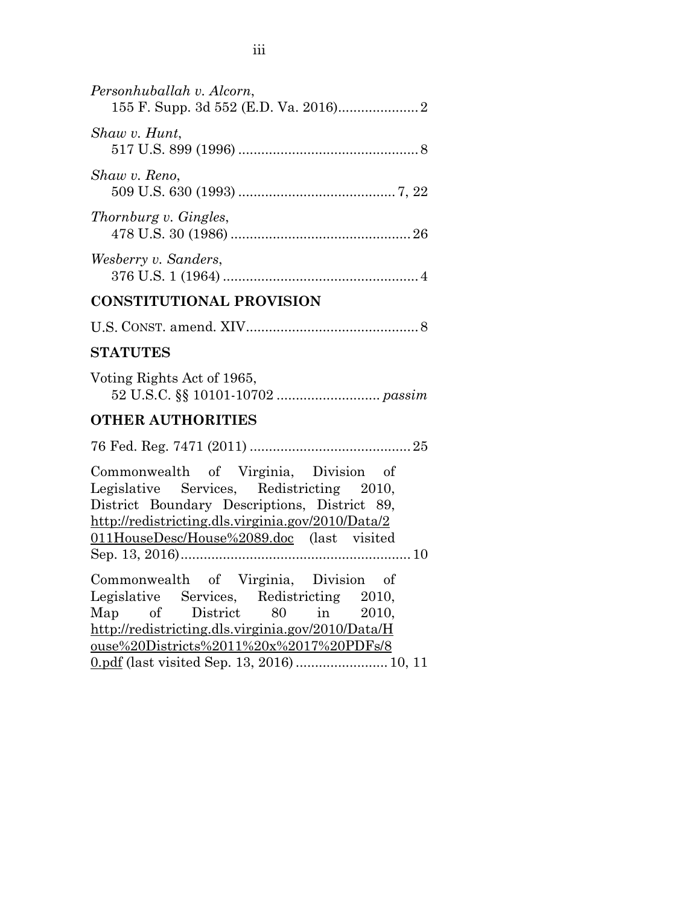*Personhuballah v. Alcorn*,
155 F. Supp. 3d 552 (E.D. Va. 2016)..................... 2

*Shaw v. Hunt*,
517 U.S. 899 (1996) ............................................... 8

*Shaw v. Reno*,
509 U.S. 630 (1993) ......................................... 7, 22

*Thornburg v. Gingles*,
478 U.S. 30 (1986) ............................................... 26

*Wesberry v. Sanders*,
376 U.S. 1 (1964) ................................................... 4

## CONSTITUTIONAL PROVISION

U.S. CONST. amend. XIV............................................. 8

## STATUTES

Voting Rights Act of 1965,
52 U.S.C. §§ 10101-10702 ........................... *passim*

## OTHER AUTHORITIES

76 Fed. Reg. 7471 (2011) .......................................... 25

Commonwealth of Virginia, Division of Legislative Services, Redistricting 2010, District Boundary Descriptions, District 89, http://redistricting.dls.virginia.gov/2010/Data/2011HouseDesc/House%2089.doc (last visited Sep. 13, 2016)............................................................ 10

Commonwealth of Virginia, Division of Legislative Services, Redistricting 2010, Map of District 80 in 2010, http://redistricting.dls.virginia.gov/2010/Data/House%20Districts%2011%20x%2017%20PDFs/80.pdf (last visited Sep. 13, 2016) ........................ 10, 11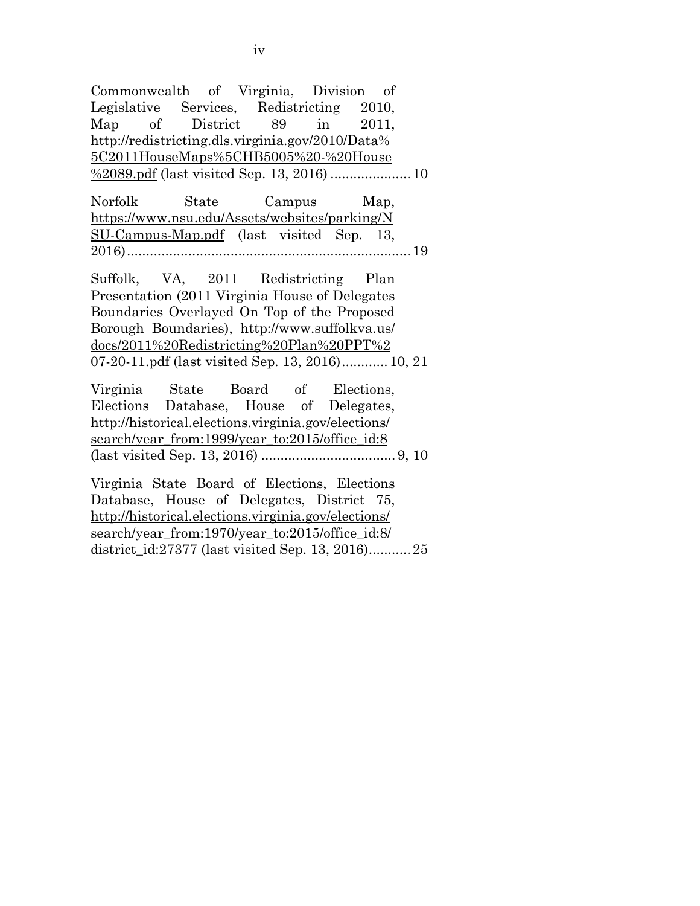Commonwealth of Virginia, Division of Legislative Services, Redistricting 2010, Map of District 89 in 2011, http://redistricting.dls.virginia.gov/2010/Data%5C2011HouseMaps%5CHB5005%20-%20House%2089.pdf (last visited Sep. 13, 2016) ..................... 10

Norfolk State Campus Map, https://www.nsu.edu/Assets/websites/parking/NSU-Campus-Map.pdf (last visited Sep. 13, 2016) ......................................................................... 19

Suffolk, VA, 2011 Redistricting Plan Presentation (2011 Virginia House of Delegates Boundaries Overlayed On Top of the Proposed Borough Boundaries), http://www.suffolkva.us/docs/2011%20Redistricting%20Plan%20PPT%207-20-11.pdf (last visited Sep. 13, 2016) ............ 10, 21

Virginia State Board of Elections, Elections Database, House of Delegates, http://historical.elections.virginia.gov/elections/search/year_from:1999/year_to:2015/office_id:8 (last visited Sep. 13, 2016) ................................... 9, 10

Virginia State Board of Elections, Elections Database, House of Delegates, District 75, http://historical.elections.virginia.gov/elections/search/year_from:1970/year_to:2015/office_id:8/district_id:27377 (last visited Sep. 13, 2016)........... 25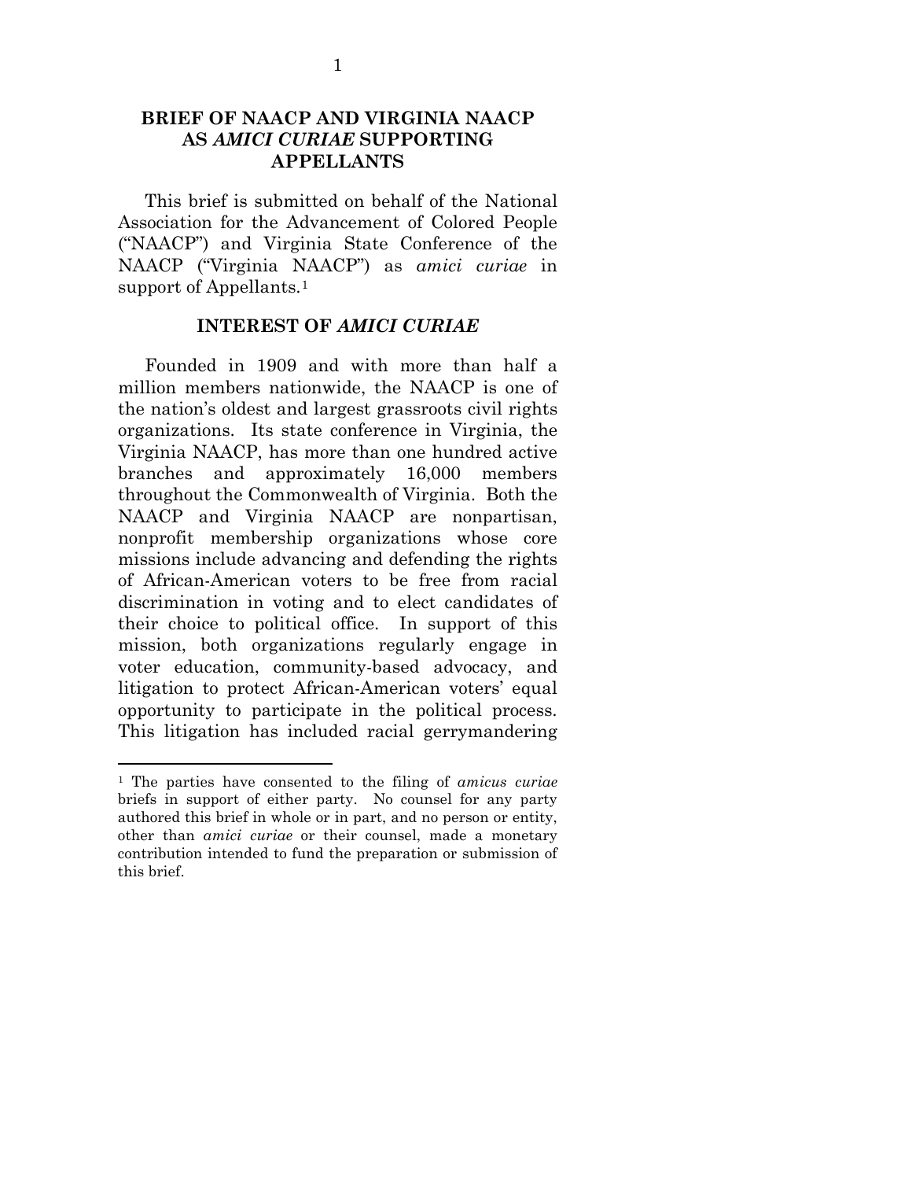# BRIEF OF NAACP AND VIRGINIA NAACP AS *AMICI CURIAE* SUPPORTING APPELLANTS

This brief is submitted on behalf of the National Association for the Advancement of Colored People ("NAACP") and Virginia State Conference of the NAACP ("Virginia NAACP") as *amici curiae* in support of Appellants.[1]

## INTEREST OF *AMICI CURIAE*

Founded in 1909 and with more than half a million members nationwide, the NAACP is one of the nation's oldest and largest grassroots civil rights organizations. Its state conference in Virginia, the Virginia NAACP, has more than one hundred active branches and approximately 16,000 members throughout the Commonwealth of Virginia. Both the NAACP and Virginia NAACP are nonpartisan, nonprofit membership organizations whose core missions include advancing and defending the rights of African-American voters to be free from racial discrimination in voting and to elect candidates of their choice to political office. In support of this mission, both organizations regularly engage in voter education, community-based advocacy, and litigation to protect African-American voters' equal opportunity to participate in the political process. This litigation has included racial gerrymandering

---

[1] The parties have consented to the filing of *amicus curiae* briefs in support of either party. No counsel for any party authored this brief in whole or in part, and no person or entity, other than *amici curiae* or their counsel, made a monetary contribution intended to fund the preparation or submission of this brief.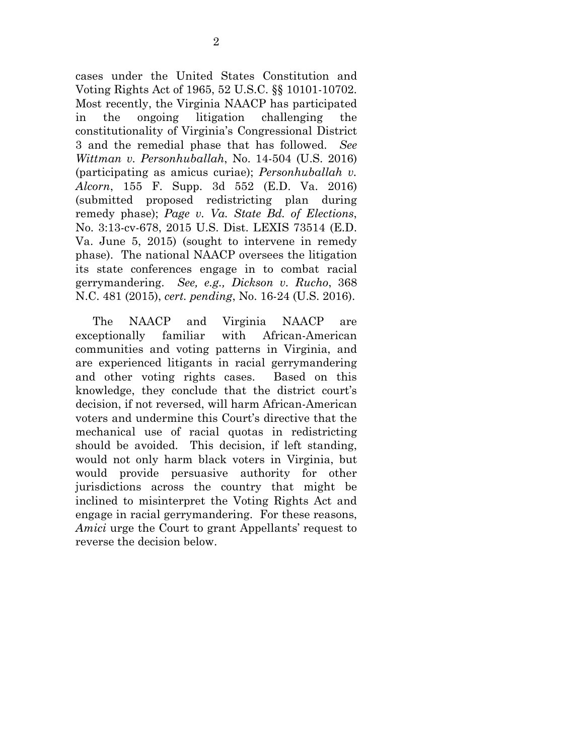cases under the United States Constitution and Voting Rights Act of 1965, 52 U.S.C. §§ 10101-10702. Most recently, the Virginia NAACP has participated in the ongoing litigation challenging the constitutionality of Virginia's Congressional District 3 and the remedial phase that has followed. *See Wittman v. Personhuballah*, No. 14-504 (U.S. 2016) (participating as amicus curiae); *Personhuballah v. Alcorn*, 155 F. Supp. 3d 552 (E.D. Va. 2016) (submitted proposed redistricting plan during remedy phase); *Page v. Va. State Bd. of Elections*, No. 3:13-cv-678, 2015 U.S. Dist. LEXIS 73514 (E.D. Va. June 5, 2015) (sought to intervene in remedy phase). The national NAACP oversees the litigation its state conferences engage in to combat racial gerrymandering. *See, e.g., Dickson v. Rucho*, 368 N.C. 481 (2015), *cert. pending*, No. 16-24 (U.S. 2016).

The NAACP and Virginia NAACP are exceptionally familiar with African-American communities and voting patterns in Virginia, and are experienced litigants in racial gerrymandering and other voting rights cases. Based on this knowledge, they conclude that the district court's decision, if not reversed, will harm African-American voters and undermine this Court's directive that the mechanical use of racial quotas in redistricting should be avoided. This decision, if left standing, would not only harm black voters in Virginia, but would provide persuasive authority for other jurisdictions across the country that might be inclined to misinterpret the Voting Rights Act and engage in racial gerrymandering. For these reasons, *Amici* urge the Court to grant Appellants' request to reverse the decision below.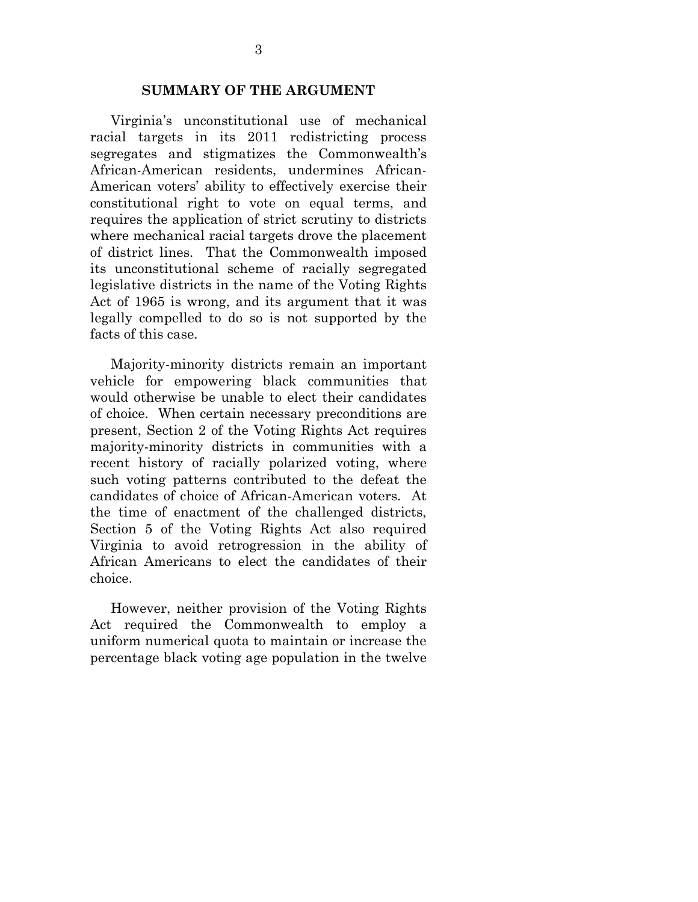## SUMMARY OF THE ARGUMENT

Virginia's unconstitutional use of mechanical racial targets in its 2011 redistricting process segregates and stigmatizes the Commonwealth's African-American residents, undermines African-American voters' ability to effectively exercise their constitutional right to vote on equal terms, and requires the application of strict scrutiny to districts where mechanical racial targets drove the placement of district lines. That the Commonwealth imposed its unconstitutional scheme of racially segregated legislative districts in the name of the Voting Rights Act of 1965 is wrong, and its argument that it was legally compelled to do so is not supported by the facts of this case.

Majority-minority districts remain an important vehicle for empowering black communities that would otherwise be unable to elect their candidates of choice. When certain necessary preconditions are present, Section 2 of the Voting Rights Act requires majority-minority districts in communities with a recent history of racially polarized voting, where such voting patterns contributed to the defeat the candidates of choice of African-American voters. At the time of enactment of the challenged districts, Section 5 of the Voting Rights Act also required Virginia to avoid retrogression in the ability of African Americans to elect the candidates of their choice.

However, neither provision of the Voting Rights Act required the Commonwealth to employ a uniform numerical quota to maintain or increase the percentage black voting age population in the twelve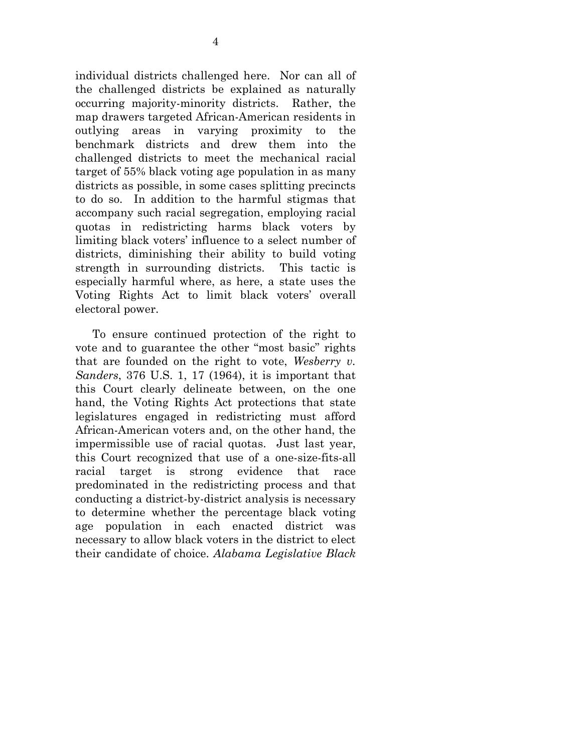individual districts challenged here. Nor can all of the challenged districts be explained as naturally occurring majority-minority districts. Rather, the map drawers targeted African-American residents in outlying areas in varying proximity to the benchmark districts and drew them into the challenged districts to meet the mechanical racial target of 55% black voting age population in as many districts as possible, in some cases splitting precincts to do so. In addition to the harmful stigmas that accompany such racial segregation, employing racial quotas in redistricting harms black voters by limiting black voters' influence to a select number of districts, diminishing their ability to build voting strength in surrounding districts. This tactic is especially harmful where, as here, a state uses the Voting Rights Act to limit black voters' overall electoral power.

To ensure continued protection of the right to vote and to guarantee the other "most basic" rights that are founded on the right to vote, *Wesberry v. Sanders*, 376 U.S. 1, 17 (1964), it is important that this Court clearly delineate between, on the one hand, the Voting Rights Act protections that state legislatures engaged in redistricting must afford African-American voters and, on the other hand, the impermissible use of racial quotas. Just last year, this Court recognized that use of a one-size-fits-all racial target is strong evidence that race predominated in the redistricting process and that conducting a district-by-district analysis is necessary to determine whether the percentage black voting age population in each enacted district was necessary to allow black voters in the district to elect their candidate of choice. *Alabama Legislative Black*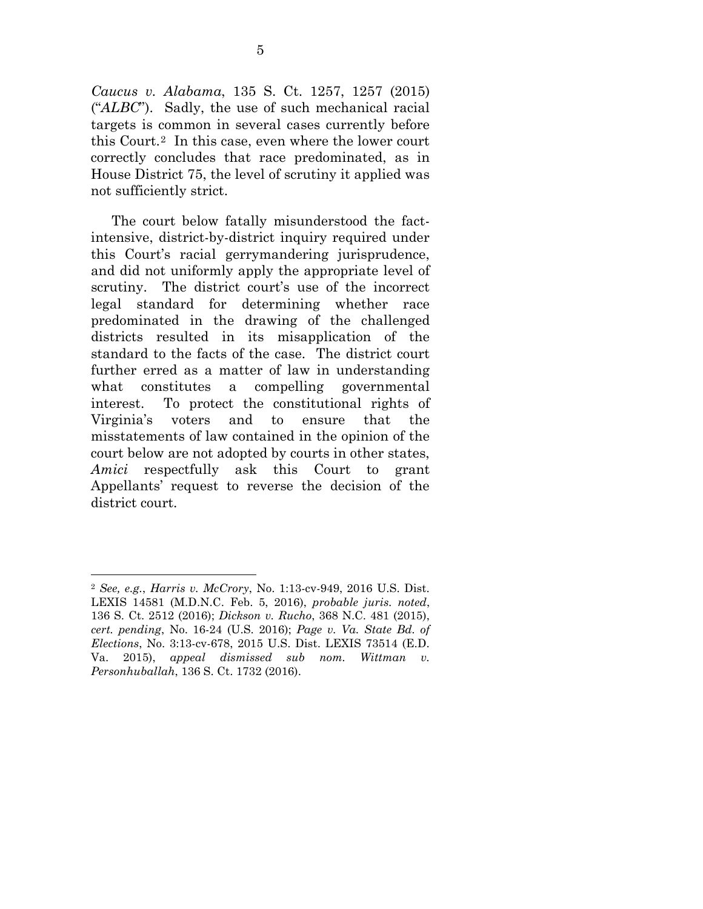*Caucus v. Alabama*, 135 S. Ct. 1257, 1257 (2015) ("*ALBC*"). Sadly, the use of such mechanical racial targets is common in several cases currently before this Court.[2] In this case, even where the lower court correctly concludes that race predominated, as in House District 75, the level of scrutiny it applied was not sufficiently strict.

The court below fatally misunderstood the fact-intensive, district-by-district inquiry required under this Court's racial gerrymandering jurisprudence, and did not uniformly apply the appropriate level of scrutiny. The district court's use of the incorrect legal standard for determining whether race predominated in the drawing of the challenged districts resulted in its misapplication of the standard to the facts of the case. The district court further erred as a matter of law in understanding what constitutes a compelling governmental interest. To protect the constitutional rights of Virginia's voters and to ensure that the misstatements of law contained in the opinion of the court below are not adopted by courts in other states, *Amici* respectfully ask this Court to grant Appellants' request to reverse the decision of the district court.

---

[2] *See, e.g.*, *Harris v. McCrory*, No. 1:13-cv-949, 2016 U.S. Dist. LEXIS 14581 (M.D.N.C. Feb. 5, 2016), *probable juris. noted*, 136 S. Ct. 2512 (2016); *Dickson v. Rucho*, 368 N.C. 481 (2015), *cert. pending*, No. 16-24 (U.S. 2016); *Page v. Va. State Bd. of Elections*, No. 3:13-cv-678, 2015 U.S. Dist. LEXIS 73514 (E.D. Va. 2015), *appeal dismissed sub nom. Wittman v. Personhuballah*, 136 S. Ct. 1732 (2016).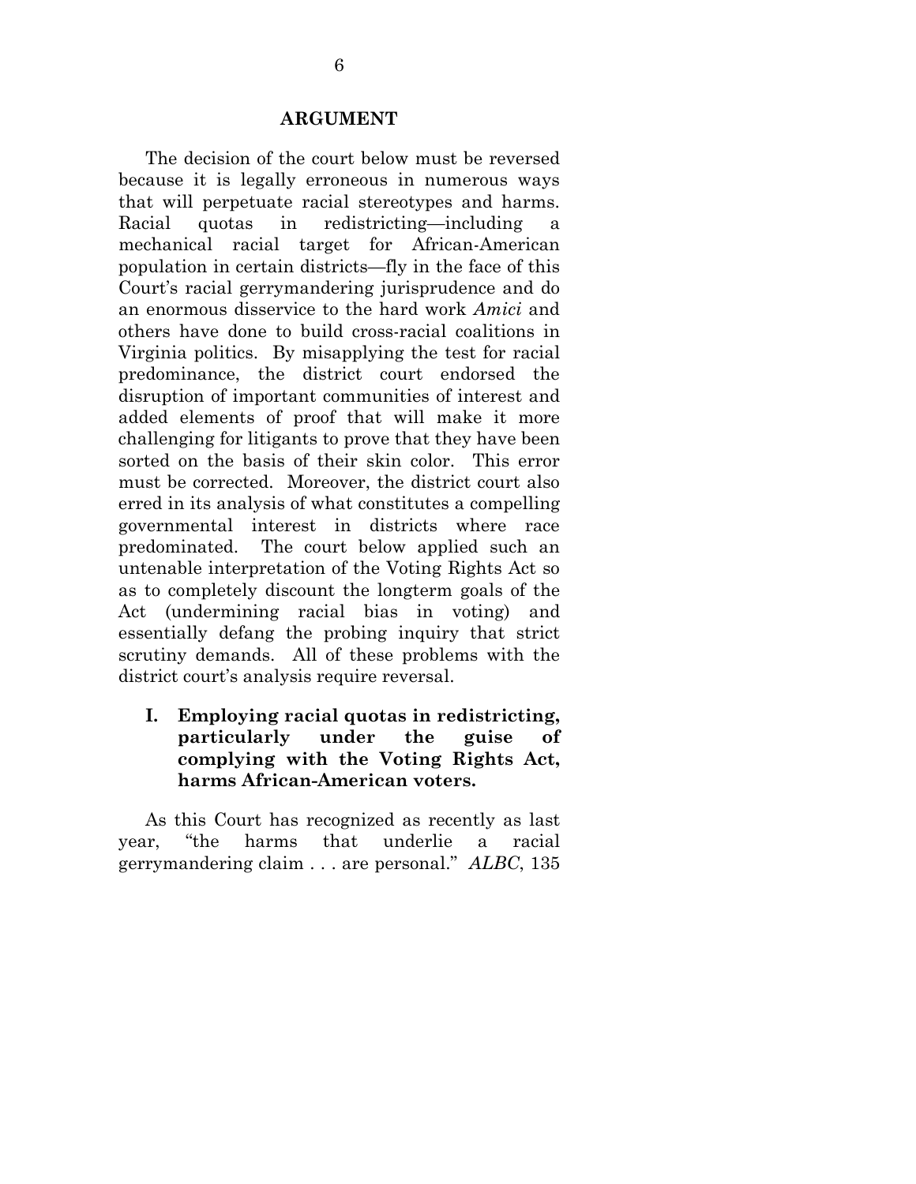## ARGUMENT

The decision of the court below must be reversed because it is legally erroneous in numerous ways that will perpetuate racial stereotypes and harms. Racial quotas in redistricting—including a mechanical racial target for African-American population in certain districts—fly in the face of this Court's racial gerrymandering jurisprudence and do an enormous disservice to the hard work *Amici* and others have done to build cross-racial coalitions in Virginia politics. By misapplying the test for racial predominance, the district court endorsed the disruption of important communities of interest and added elements of proof that will make it more challenging for litigants to prove that they have been sorted on the basis of their skin color. This error must be corrected. Moreover, the district court also erred in its analysis of what constitutes a compelling governmental interest in districts where race predominated. The court below applied such an untenable interpretation of the Voting Rights Act so as to completely discount the longterm goals of the Act (undermining racial bias in voting) and essentially defang the probing inquiry that strict scrutiny demands. All of these problems with the district court's analysis require reversal.

### I. Employing racial quotas in redistricting, particularly under the guise of complying with the Voting Rights Act, harms African-American voters.

As this Court has recognized as recently as last year, "the harms that underlie a racial gerrymandering claim . . . are personal." *ALBC*, 135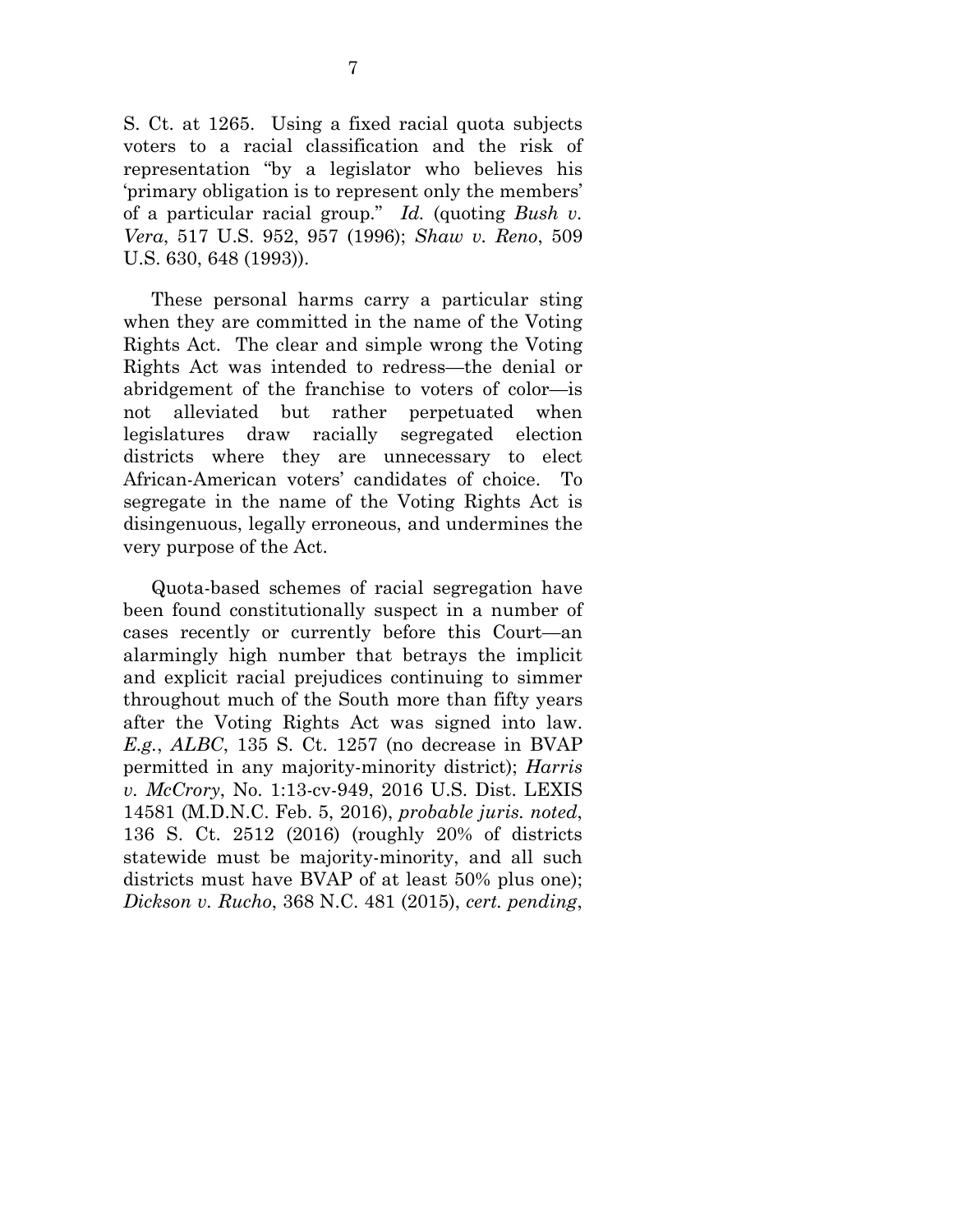S. Ct. at 1265. Using a fixed racial quota subjects voters to a racial classification and the risk of representation "by a legislator who believes his 'primary obligation is to represent only the members' of a particular racial group." *Id.* (quoting *Bush v. Vera*, 517 U.S. 952, 957 (1996); *Shaw v. Reno*, 509 U.S. 630, 648 (1993)).

These personal harms carry a particular sting when they are committed in the name of the Voting Rights Act. The clear and simple wrong the Voting Rights Act was intended to redress—the denial or abridgement of the franchise to voters of color—is not alleviated but rather perpetuated when legislatures draw racially segregated election districts where they are unnecessary to elect African-American voters' candidates of choice. To segregate in the name of the Voting Rights Act is disingenuous, legally erroneous, and undermines the very purpose of the Act.

Quota-based schemes of racial segregation have been found constitutionally suspect in a number of cases recently or currently before this Court—an alarmingly high number that betrays the implicit and explicit racial prejudices continuing to simmer throughout much of the South more than fifty years after the Voting Rights Act was signed into law. *E.g.*, *ALBC*, 135 S. Ct. 1257 (no decrease in BVAP permitted in any majority-minority district); *Harris v. McCrory*, No. 1:13-cv-949, 2016 U.S. Dist. LEXIS 14581 (M.D.N.C. Feb. 5, 2016), *probable juris. noted*, 136 S. Ct. 2512 (2016) (roughly 20% of districts statewide must be majority-minority, and all such districts must have BVAP of at least 50% plus one); *Dickson v. Rucho*, 368 N.C. 481 (2015), *cert. pending*,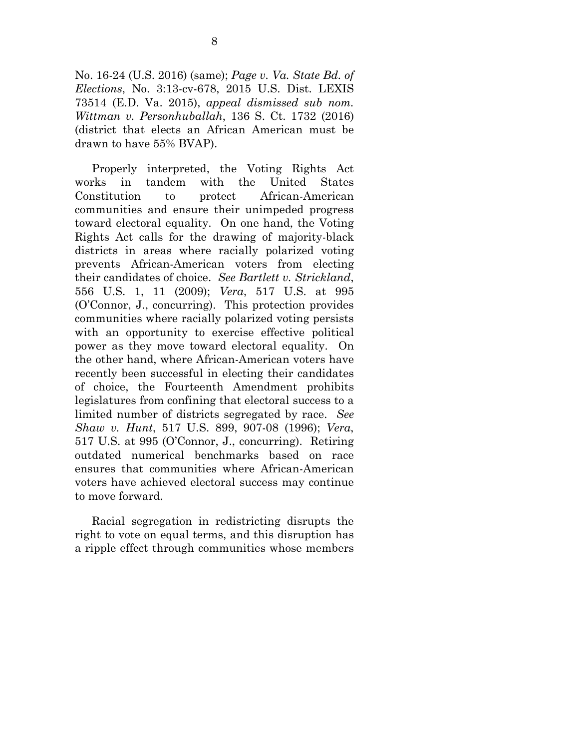No. 16-24 (U.S. 2016) (same); *Page v. Va. State Bd. of Elections*, No. 3:13-cv-678, 2015 U.S. Dist. LEXIS 73514 (E.D. Va. 2015), *appeal dismissed sub nom. Wittman v. Personhuballah*, 136 S. Ct. 1732 (2016) (district that elects an African American must be drawn to have 55% BVAP).

Properly interpreted, the Voting Rights Act works in tandem with the United States Constitution to protect African-American communities and ensure their unimpeded progress toward electoral equality. On one hand, the Voting Rights Act calls for the drawing of majority-black districts in areas where racially polarized voting prevents African-American voters from electing their candidates of choice. *See Bartlett v. Strickland*, 556 U.S. 1, 11 (2009); *Vera*, 517 U.S. at 995 (O'Connor, J., concurring). This protection provides communities where racially polarized voting persists with an opportunity to exercise effective political power as they move toward electoral equality. On the other hand, where African-American voters have recently been successful in electing their candidates of choice, the Fourteenth Amendment prohibits legislatures from confining that electoral success to a limited number of districts segregated by race. *See Shaw v. Hunt*, 517 U.S. 899, 907-08 (1996); *Vera*, 517 U.S. at 995 (O'Connor, J., concurring). Retiring outdated numerical benchmarks based on race ensures that communities where African-American voters have achieved electoral success may continue to move forward.

Racial segregation in redistricting disrupts the right to vote on equal terms, and this disruption has a ripple effect through communities whose members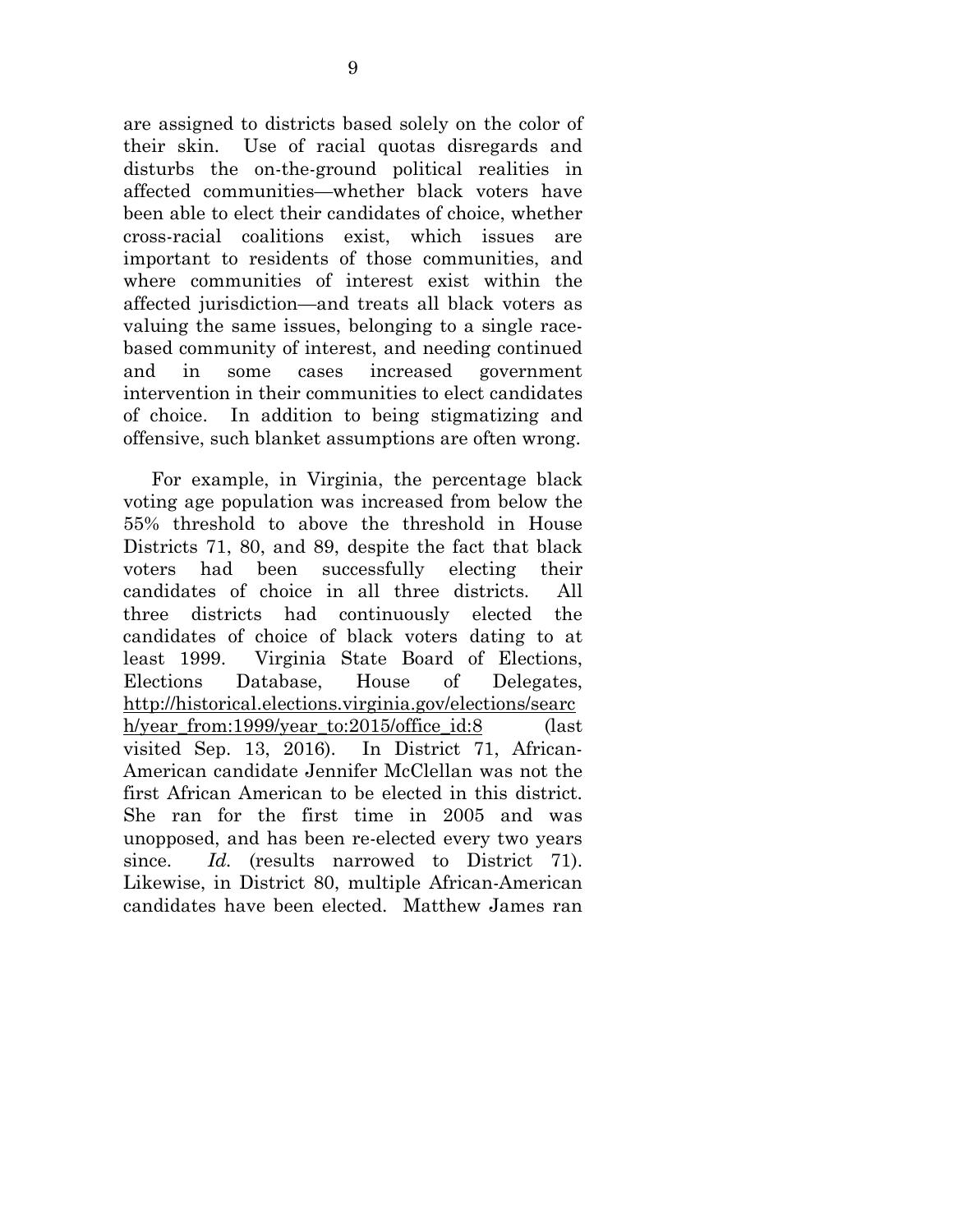are assigned to districts based solely on the color of their skin. Use of racial quotas disregards and disturbs the on-the-ground political realities in affected communities—whether black voters have been able to elect their candidates of choice, whether cross-racial coalitions exist, which issues are important to residents of those communities, and where communities of interest exist within the affected jurisdiction—and treats all black voters as valuing the same issues, belonging to a single race-based community of interest, and needing continued and in some cases increased government intervention in their communities to elect candidates of choice. In addition to being stigmatizing and offensive, such blanket assumptions are often wrong.

For example, in Virginia, the percentage black voting age population was increased from below the 55% threshold to above the threshold in House Districts 71, 80, and 89, despite the fact that black voters had been successfully electing their candidates of choice in all three districts. All three districts had continuously elected the candidates of choice of black voters dating to at least 1999. Virginia State Board of Elections, Elections Database, House of Delegates, http://historical.elections.virginia.gov/elections/search/year_from:1999/year_to:2015/office_id:8 (last visited Sep. 13, 2016). In District 71, African-American candidate Jennifer McClellan was not the first African American to be elected in this district. She ran for the first time in 2005 and was unopposed, and has been re-elected every two years since. *Id.* (results narrowed to District 71). Likewise, in District 80, multiple African-American candidates have been elected. Matthew James ran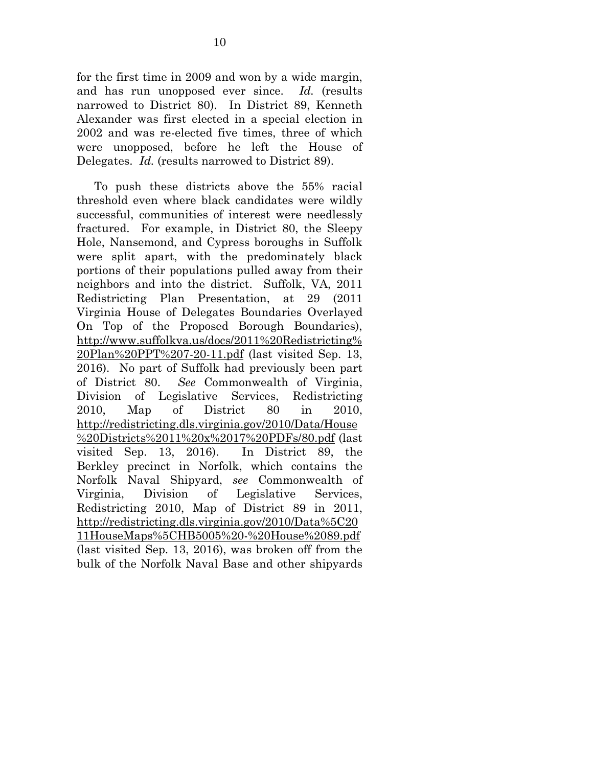for the first time in 2009 and won by a wide margin, and has run unopposed ever since. *Id.* (results narrowed to District 80). In District 89, Kenneth Alexander was first elected in a special election in 2002 and was re-elected five times, three of which were unopposed, before he left the House of Delegates. *Id.* (results narrowed to District 89).

To push these districts above the 55% racial threshold even where black candidates were wildly successful, communities of interest were needlessly fractured. For example, in District 80, the Sleepy Hole, Nansemond, and Cypress boroughs in Suffolk were split apart, with the predominately black portions of their populations pulled away from their neighbors and into the district. Suffolk, VA, 2011 Redistricting Plan Presentation, at 29 (2011 Virginia House of Delegates Boundaries Overlayed On Top of the Proposed Borough Boundaries), http://www.suffolkva.us/docs/2011%20Redistricting%20Plan%20PPT%207-20-11.pdf (last visited Sep. 13, 2016). No part of Suffolk had previously been part of District 80. *See* Commonwealth of Virginia, Division of Legislative Services, Redistricting 2010, Map of District 80 in 2010, http://redistricting.dls.virginia.gov/2010/Data/House%20Districts%2011%20x%2017%20PDFs/80.pdf (last visited Sep. 13, 2016). In District 89, the Berkley precinct in Norfolk, which contains the Norfolk Naval Shipyard, *see* Commonwealth of Virginia, Division of Legislative Services, Redistricting 2010, Map of District 89 in 2011, http://redistricting.dls.virginia.gov/2010/Data%5C2011HouseMaps%5CHB5005%20-%20House%2089.pdf (last visited Sep. 13, 2016), was broken off from the bulk of the Norfolk Naval Base and other shipyards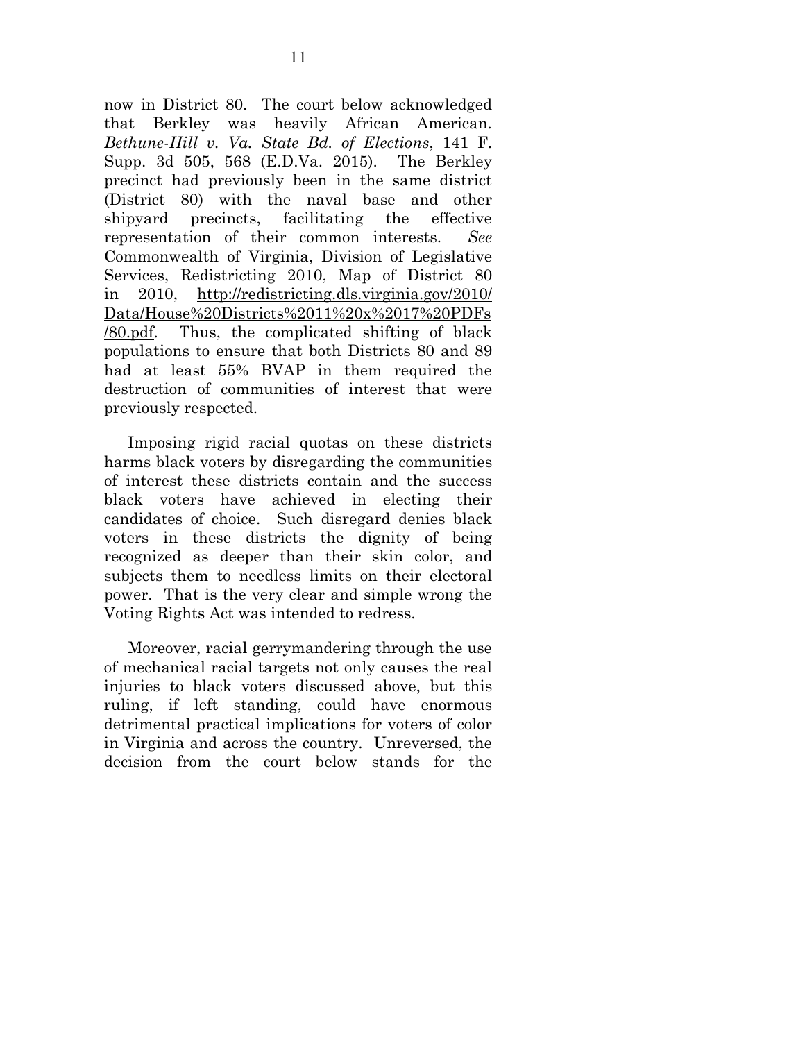now in District 80. The court below acknowledged that Berkley was heavily African American. *Bethune-Hill v. Va. State Bd. of Elections*, 141 F. Supp. 3d 505, 568 (E.D.Va. 2015). The Berkley precinct had previously been in the same district (District 80) with the naval base and other shipyard precincts, facilitating the effective representation of their common interests. *See* Commonwealth of Virginia, Division of Legislative Services, Redistricting 2010, Map of District 80 in 2010, http://redistricting.dls.virginia.gov/2010/Data/House%20Districts%2011%20x%2017%20PDFs/80.pdf. Thus, the complicated shifting of black populations to ensure that both Districts 80 and 89 had at least 55% BVAP in them required the destruction of communities of interest that were previously respected.

Imposing rigid racial quotas on these districts harms black voters by disregarding the communities of interest these districts contain and the success black voters have achieved in electing their candidates of choice. Such disregard denies black voters in these districts the dignity of being recognized as deeper than their skin color, and subjects them to needless limits on their electoral power. That is the very clear and simple wrong the Voting Rights Act was intended to redress.

Moreover, racial gerrymandering through the use of mechanical racial targets not only causes the real injuries to black voters discussed above, but this ruling, if left standing, could have enormous detrimental practical implications for voters of color in Virginia and across the country. Unreversed, the decision from the court below stands for the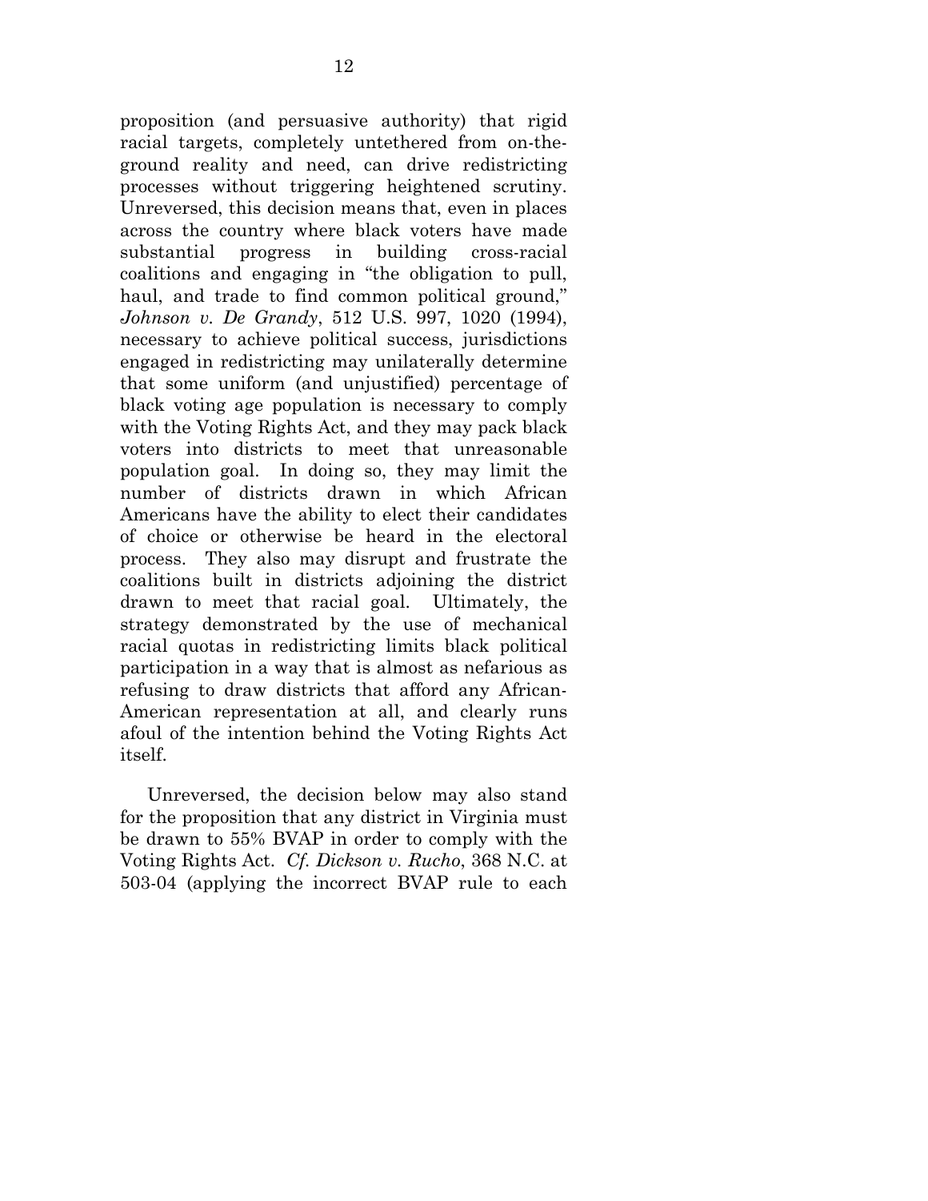proposition (and persuasive authority) that rigid racial targets, completely untethered from on-the-ground reality and need, can drive redistricting processes without triggering heightened scrutiny. Unreversed, this decision means that, even in places across the country where black voters have made substantial progress in building cross-racial coalitions and engaging in "the obligation to pull, haul, and trade to find common political ground," *Johnson v. De Grandy*, 512 U.S. 997, 1020 (1994), necessary to achieve political success, jurisdictions engaged in redistricting may unilaterally determine that some uniform (and unjustified) percentage of black voting age population is necessary to comply with the Voting Rights Act, and they may pack black voters into districts to meet that unreasonable population goal. In doing so, they may limit the number of districts drawn in which African Americans have the ability to elect their candidates of choice or otherwise be heard in the electoral process. They also may disrupt and frustrate the coalitions built in districts adjoining the district drawn to meet that racial goal. Ultimately, the strategy demonstrated by the use of mechanical racial quotas in redistricting limits black political participation in a way that is almost as nefarious as refusing to draw districts that afford any African-American representation at all, and clearly runs afoul of the intention behind the Voting Rights Act itself.

Unreversed, the decision below may also stand for the proposition that any district in Virginia must be drawn to 55% BVAP in order to comply with the Voting Rights Act. *Cf. Dickson v. Rucho*, 368 N.C. at 503-04 (applying the incorrect BVAP rule to each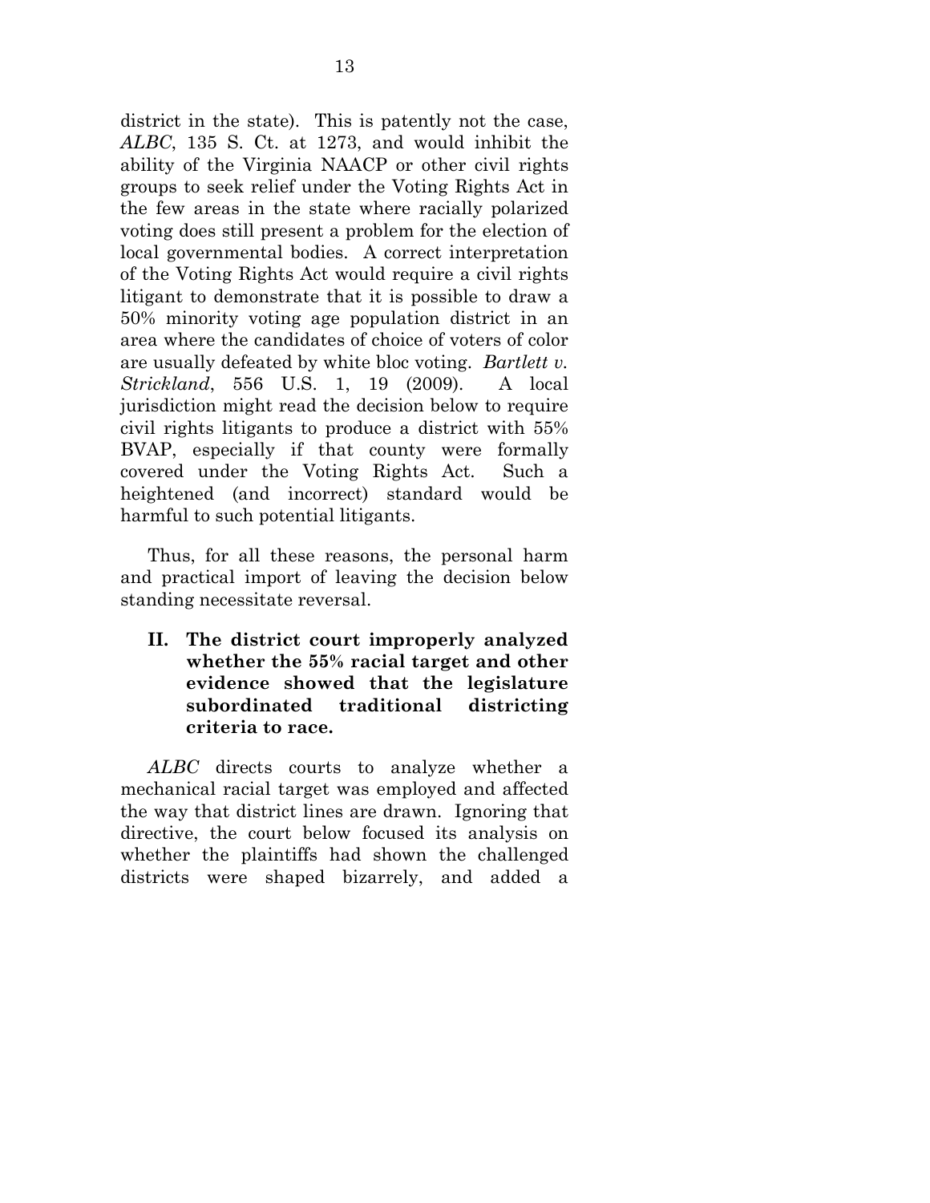district in the state). This is patently not the case, *ALBC*, 135 S. Ct. at 1273, and would inhibit the ability of the Virginia NAACP or other civil rights groups to seek relief under the Voting Rights Act in the few areas in the state where racially polarized voting does still present a problem for the election of local governmental bodies. A correct interpretation of the Voting Rights Act would require a civil rights litigant to demonstrate that it is possible to draw a 50% minority voting age population district in an area where the candidates of choice of voters of color are usually defeated by white bloc voting. *Bartlett v. Strickland*, 556 U.S. 1, 19 (2009). A local jurisdiction might read the decision below to require civil rights litigants to produce a district with 55% BVAP, especially if that county were formally covered under the Voting Rights Act. Such a heightened (and incorrect) standard would be harmful to such potential litigants.

Thus, for all these reasons, the personal harm and practical import of leaving the decision below standing necessitate reversal.

## II. The district court improperly analyzed whether the 55% racial target and other evidence showed that the legislature subordinated traditional districting criteria to race.

*ALBC* directs courts to analyze whether a mechanical racial target was employed and affected the way that district lines are drawn. Ignoring that directive, the court below focused its analysis on whether the plaintiffs had shown the challenged districts were shaped bizarrely, and added a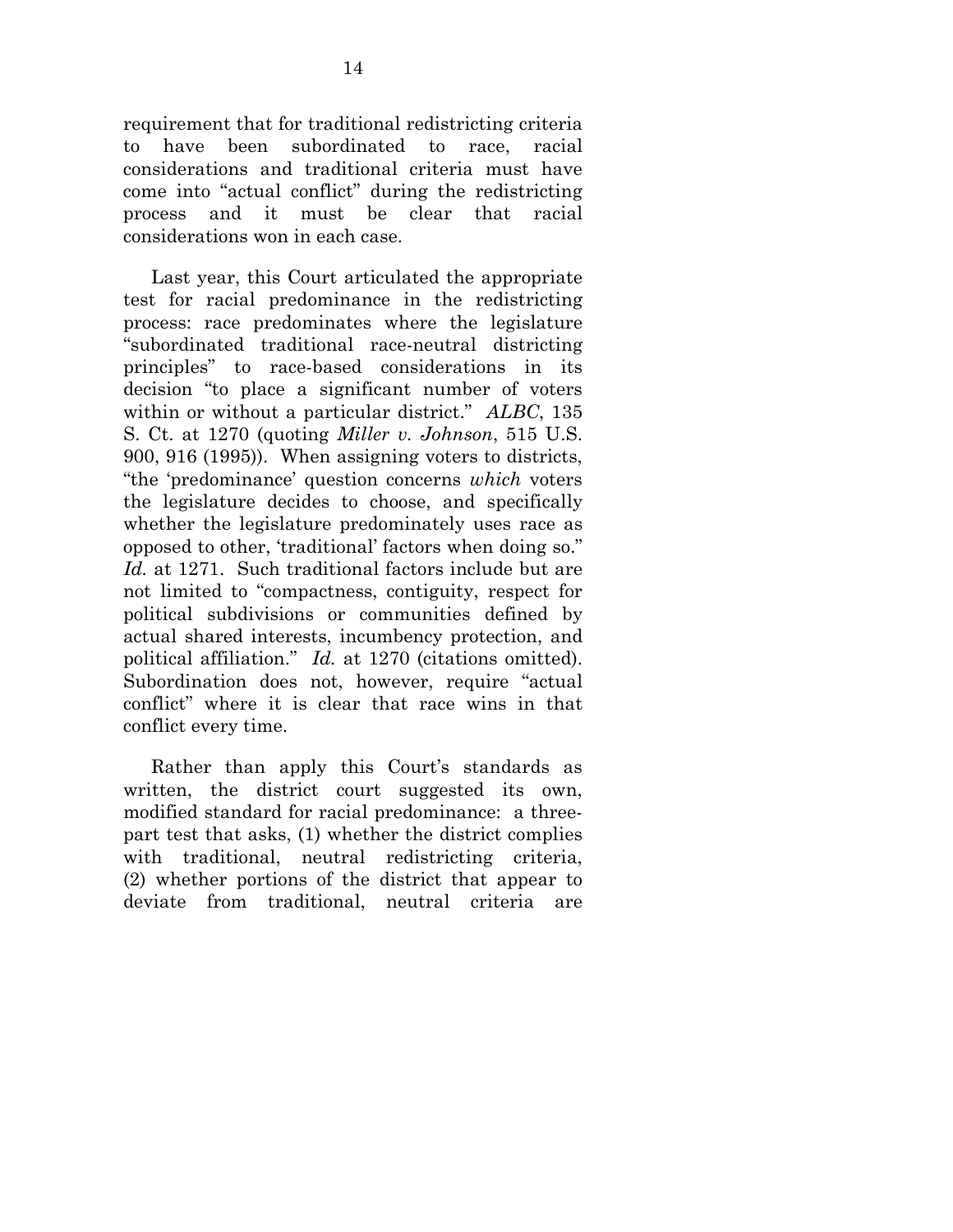requirement that for traditional redistricting criteria to have been subordinated to race, racial considerations and traditional criteria must have come into "actual conflict" during the redistricting process and it must be clear that racial considerations won in each case.

Last year, this Court articulated the appropriate test for racial predominance in the redistricting process: race predominates where the legislature "subordinated traditional race-neutral districting principles" to race-based considerations in its decision "to place a significant number of voters within or without a particular district." *ALBC*, 135 S. Ct. at 1270 (quoting *Miller v. Johnson*, 515 U.S. 900, 916 (1995)). When assigning voters to districts, "the 'predominance' question concerns *which* voters the legislature decides to choose, and specifically whether the legislature predominately uses race as opposed to other, 'traditional' factors when doing so." *Id.* at 1271. Such traditional factors include but are not limited to "compactness, contiguity, respect for political subdivisions or communities defined by actual shared interests, incumbency protection, and political affiliation." *Id.* at 1270 (citations omitted). Subordination does not, however, require "actual conflict" where it is clear that race wins in that conflict every time.

Rather than apply this Court's standards as written, the district court suggested its own, modified standard for racial predominance: a three-part test that asks, (1) whether the district complies with traditional, neutral redistricting criteria, (2) whether portions of the district that appear to deviate from traditional, neutral criteria are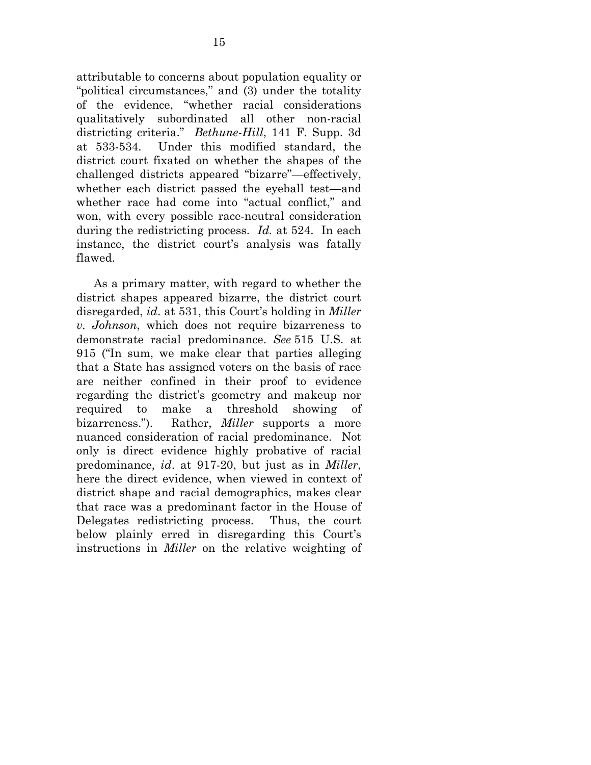attributable to concerns about population equality or "political circumstances," and (3) under the totality of the evidence, "whether racial considerations qualitatively subordinated all other non-racial districting criteria." *Bethune-Hill*, 141 F. Supp. 3d at 533-534. Under this modified standard, the district court fixated on whether the shapes of the challenged districts appeared "bizarre"—effectively, whether each district passed the eyeball test—and whether race had come into "actual conflict," and won, with every possible race-neutral consideration during the redistricting process. *Id.* at 524. In each instance, the district court's analysis was fatally flawed.

As a primary matter, with regard to whether the district shapes appeared bizarre, the district court disregarded, *id*. at 531, this Court's holding in *Miller v. Johnson*, which does not require bizarreness to demonstrate racial predominance. *See* 515 U.S. at 915 ("In sum, we make clear that parties alleging that a State has assigned voters on the basis of race are neither confined in their proof to evidence regarding the district's geometry and makeup nor required to make a threshold showing of bizarreness."). Rather, *Miller* supports a more nuanced consideration of racial predominance. Not only is direct evidence highly probative of racial predominance, *id*. at 917-20, but just as in *Miller*, here the direct evidence, when viewed in context of district shape and racial demographics, makes clear that race was a predominant factor in the House of Delegates redistricting process. Thus, the court below plainly erred in disregarding this Court's instructions in *Miller* on the relative weighting of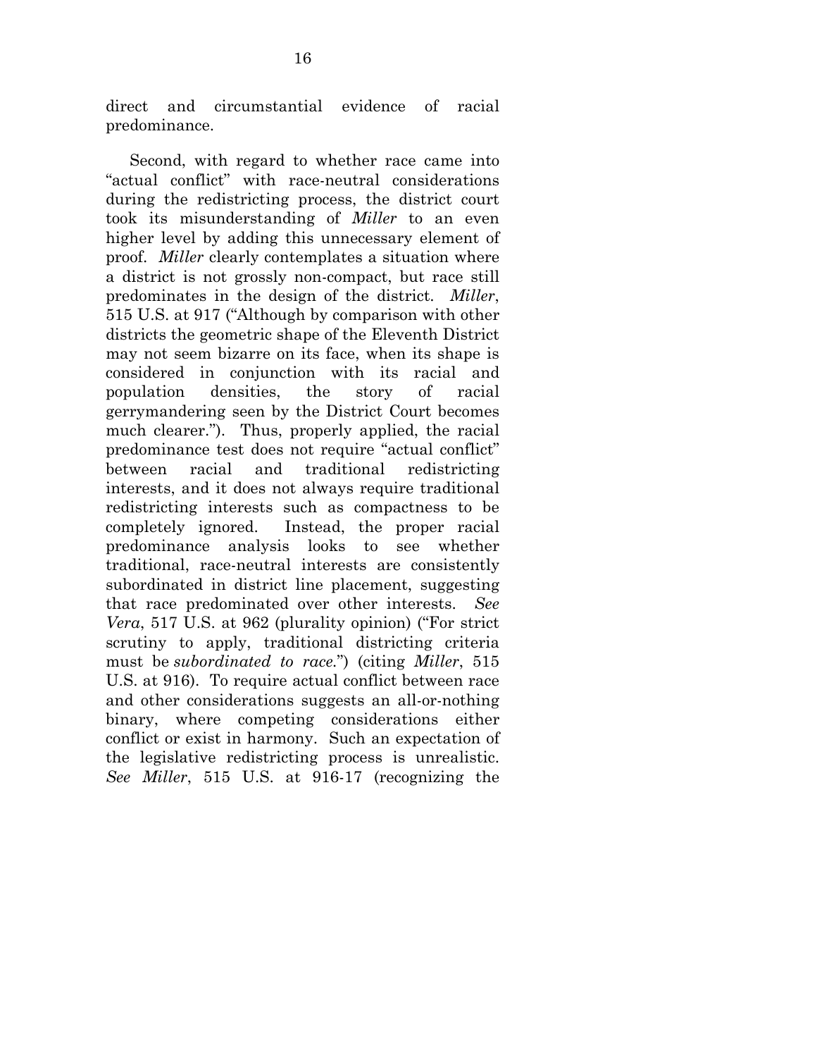direct and circumstantial evidence of racial predominance.

Second, with regard to whether race came into "actual conflict" with race-neutral considerations during the redistricting process, the district court took its misunderstanding of *Miller* to an even higher level by adding this unnecessary element of proof. *Miller* clearly contemplates a situation where a district is not grossly non-compact, but race still predominates in the design of the district. *Miller*, 515 U.S. at 917 ("Although by comparison with other districts the geometric shape of the Eleventh District may not seem bizarre on its face, when its shape is considered in conjunction with its racial and population densities, the story of racial gerrymandering seen by the District Court becomes much clearer."). Thus, properly applied, the racial predominance test does not require "actual conflict" between racial and traditional redistricting interests, and it does not always require traditional redistricting interests such as compactness to be completely ignored. Instead, the proper racial predominance analysis looks to see whether traditional, race-neutral interests are consistently subordinated in district line placement, suggesting that race predominated over other interests. *See Vera*, 517 U.S. at 962 (plurality opinion) ("For strict scrutiny to apply, traditional districting criteria must be *subordinated to race.*") (citing *Miller*, 515 U.S. at 916). To require actual conflict between race and other considerations suggests an all-or-nothing binary, where competing considerations either conflict or exist in harmony. Such an expectation of the legislative redistricting process is unrealistic. *See Miller*, 515 U.S. at 916-17 (recognizing the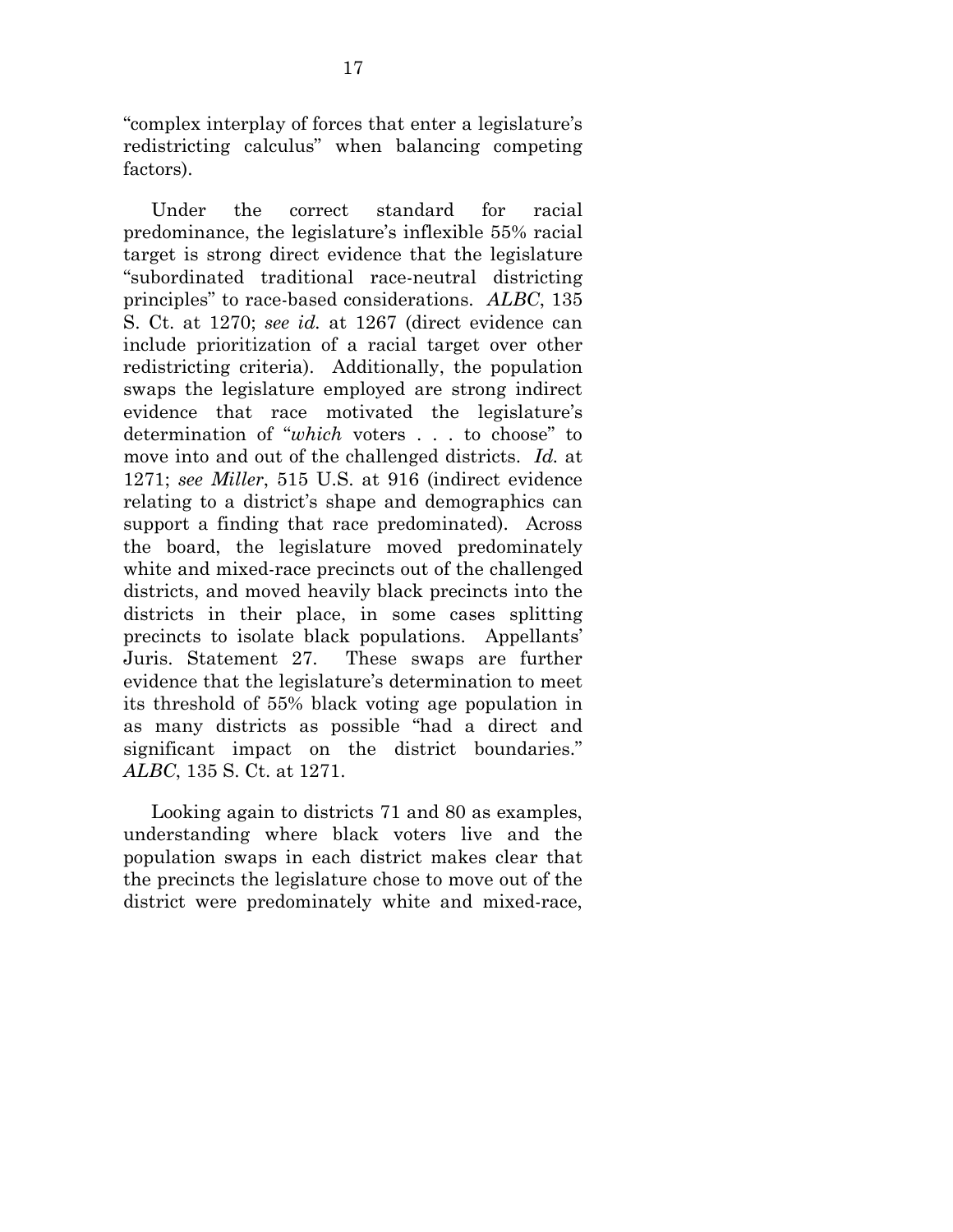"complex interplay of forces that enter a legislature's redistricting calculus" when balancing competing factors).

Under the correct standard for racial predominance, the legislature's inflexible 55% racial target is strong direct evidence that the legislature "subordinated traditional race-neutral districting principles" to race-based considerations. *ALBC*, 135 S. Ct. at 1270; *see id.* at 1267 (direct evidence can include prioritization of a racial target over other redistricting criteria). Additionally, the population swaps the legislature employed are strong indirect evidence that race motivated the legislature's determination of "*which* voters . . . to choose" to move into and out of the challenged districts. *Id.* at 1271; *see Miller*, 515 U.S. at 916 (indirect evidence relating to a district's shape and demographics can support a finding that race predominated). Across the board, the legislature moved predominately white and mixed-race precincts out of the challenged districts, and moved heavily black precincts into the districts in their place, in some cases splitting precincts to isolate black populations. Appellants' Juris. Statement 27. These swaps are further evidence that the legislature's determination to meet its threshold of 55% black voting age population in as many districts as possible "had a direct and significant impact on the district boundaries." *ALBC*, 135 S. Ct. at 1271.

Looking again to districts 71 and 80 as examples, understanding where black voters live and the population swaps in each district makes clear that the precincts the legislature chose to move out of the district were predominately white and mixed-race,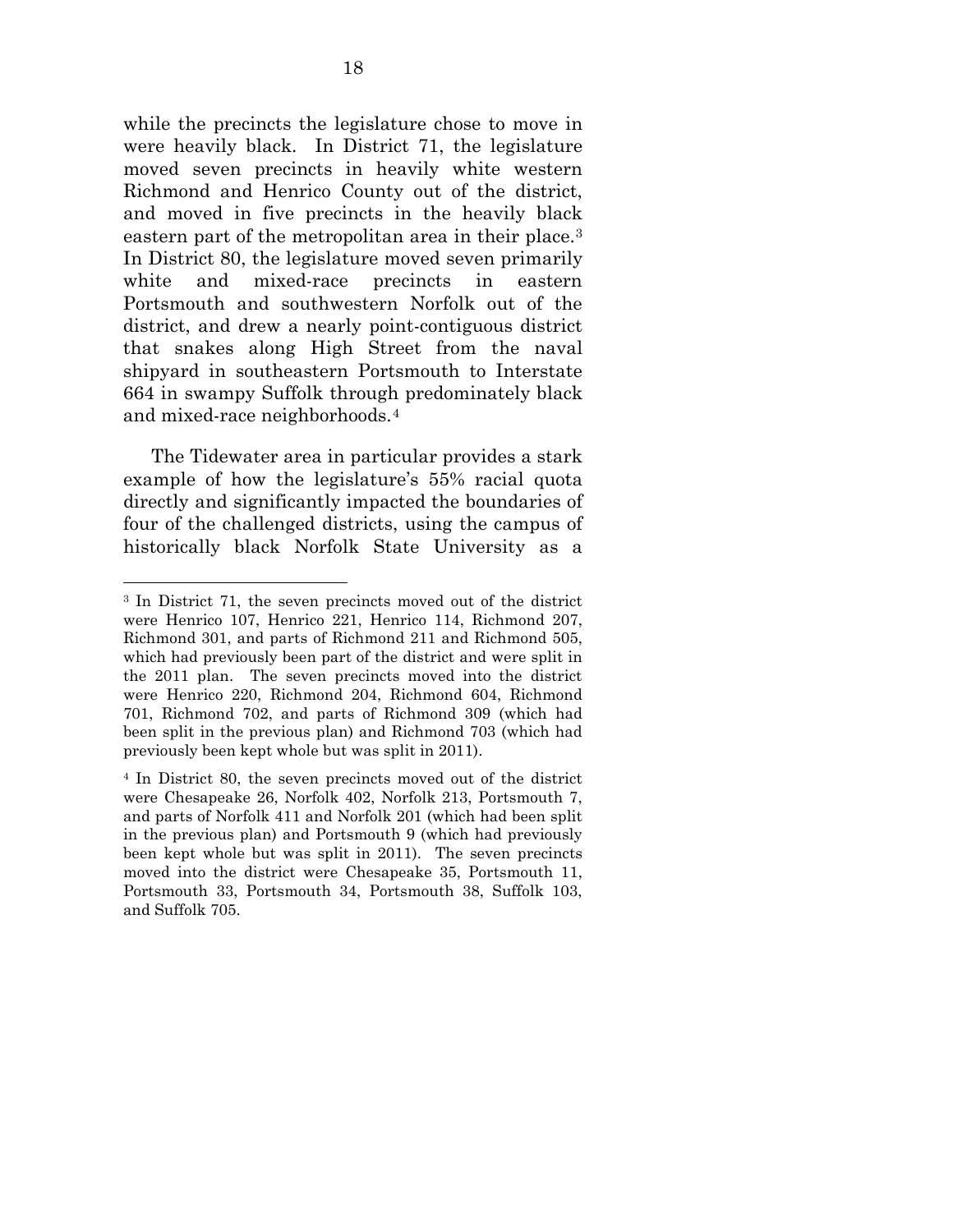while the precincts the legislature chose to move in were heavily black. In District 71, the legislature moved seven precincts in heavily white western Richmond and Henrico County out of the district, and moved in five precincts in the heavily black eastern part of the metropolitan area in their place.[3] In District 80, the legislature moved seven primarily white and mixed-race precincts in eastern Portsmouth and southwestern Norfolk out of the district, and drew a nearly point-contiguous district that snakes along High Street from the naval shipyard in southeastern Portsmouth to Interstate 664 in swampy Suffolk through predominately black and mixed-race neighborhoods.[4]

The Tidewater area in particular provides a stark example of how the legislature's 55% racial quota directly and significantly impacted the boundaries of four of the challenged districts, using the campus of historically black Norfolk State University as a

---

[3] In District 71, the seven precincts moved out of the district were Henrico 107, Henrico 221, Henrico 114, Richmond 207, Richmond 301, and parts of Richmond 211 and Richmond 505, which had previously been part of the district and were split in the 2011 plan. The seven precincts moved into the district were Henrico 220, Richmond 204, Richmond 604, Richmond 701, Richmond 702, and parts of Richmond 309 (which had been split in the previous plan) and Richmond 703 (which had previously been kept whole but was split in 2011).

[4] In District 80, the seven precincts moved out of the district were Chesapeake 26, Norfolk 402, Norfolk 213, Portsmouth 7, and parts of Norfolk 411 and Norfolk 201 (which had been split in the previous plan) and Portsmouth 9 (which had previously been kept whole but was split in 2011). The seven precincts moved into the district were Chesapeake 35, Portsmouth 11, Portsmouth 33, Portsmouth 34, Portsmouth 38, Suffolk 103, and Suffolk 705.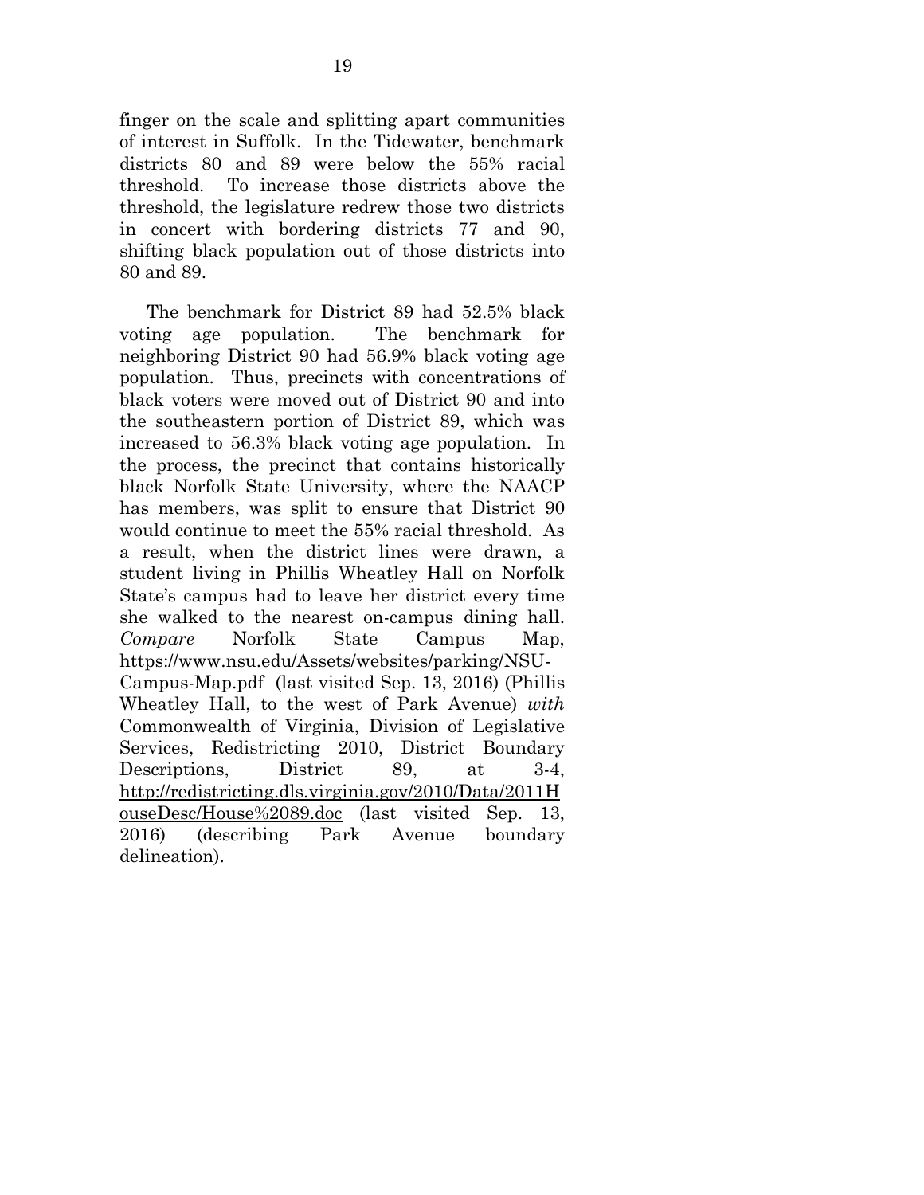finger on the scale and splitting apart communities of interest in Suffolk. In the Tidewater, benchmark districts 80 and 89 were below the 55% racial threshold. To increase those districts above the threshold, the legislature redrew those two districts in concert with bordering districts 77 and 90, shifting black population out of those districts into 80 and 89.

The benchmark for District 89 had 52.5% black voting age population. The benchmark for neighboring District 90 had 56.9% black voting age population. Thus, precincts with concentrations of black voters were moved out of District 90 and into the southeastern portion of District 89, which was increased to 56.3% black voting age population. In the process, the precinct that contains historically black Norfolk State University, where the NAACP has members, was split to ensure that District 90 would continue to meet the 55% racial threshold. As a result, when the district lines were drawn, a student living in Phillis Wheatley Hall on Norfolk State's campus had to leave her district every time she walked to the nearest on-campus dining hall. *Compare* Norfolk State Campus Map, https://www.nsu.edu/Assets/websites/parking/NSU-Campus-Map.pdf (last visited Sep. 13, 2016) (Phillis Wheatley Hall, to the west of Park Avenue) *with* Commonwealth of Virginia, Division of Legislative Services, Redistricting 2010, District Boundary Descriptions, District 89, at 3-4, http://redistricting.dls.virginia.gov/2010/Data/2011HouseDesc/House%2089.doc (last visited Sep. 13, 2016) (describing Park Avenue boundary delineation).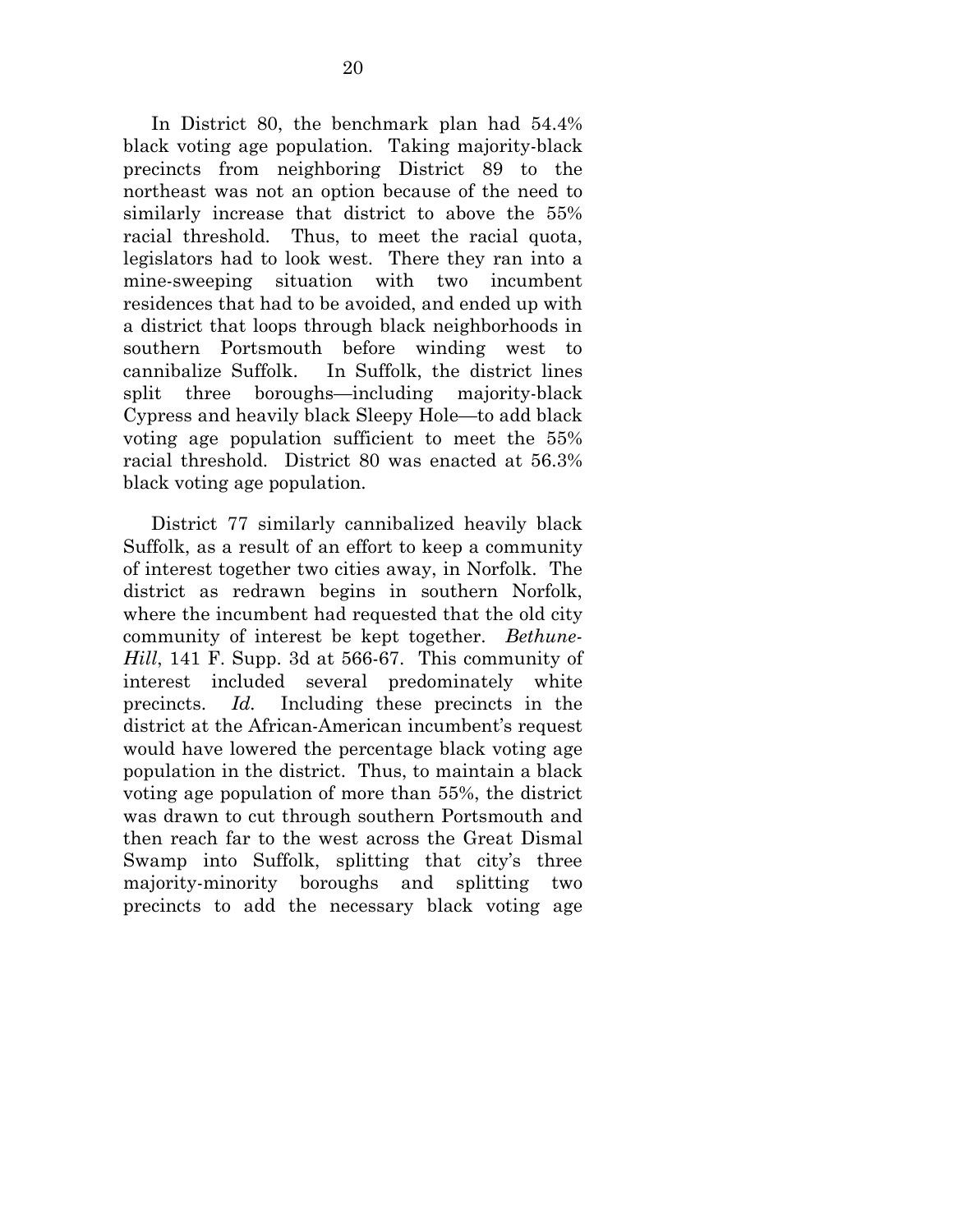In District 80, the benchmark plan had 54.4% black voting age population. Taking majority-black precincts from neighboring District 89 to the northeast was not an option because of the need to similarly increase that district to above the 55% racial threshold. Thus, to meet the racial quota, legislators had to look west. There they ran into a mine-sweeping situation with two incumbent residences that had to be avoided, and ended up with a district that loops through black neighborhoods in southern Portsmouth before winding west to cannibalize Suffolk. In Suffolk, the district lines split three boroughs—including majority-black Cypress and heavily black Sleepy Hole—to add black voting age population sufficient to meet the 55% racial threshold. District 80 was enacted at 56.3% black voting age population.

District 77 similarly cannibalized heavily black Suffolk, as a result of an effort to keep a community of interest together two cities away, in Norfolk. The district as redrawn begins in southern Norfolk, where the incumbent had requested that the old city community of interest be kept together. *Bethune-Hill*, 141 F. Supp. 3d at 566-67. This community of interest included several predominately white precincts. *Id.* Including these precincts in the district at the African-American incumbent's request would have lowered the percentage black voting age population in the district. Thus, to maintain a black voting age population of more than 55%, the district was drawn to cut through southern Portsmouth and then reach far to the west across the Great Dismal Swamp into Suffolk, splitting that city's three majority-minority boroughs and splitting two precincts to add the necessary black voting age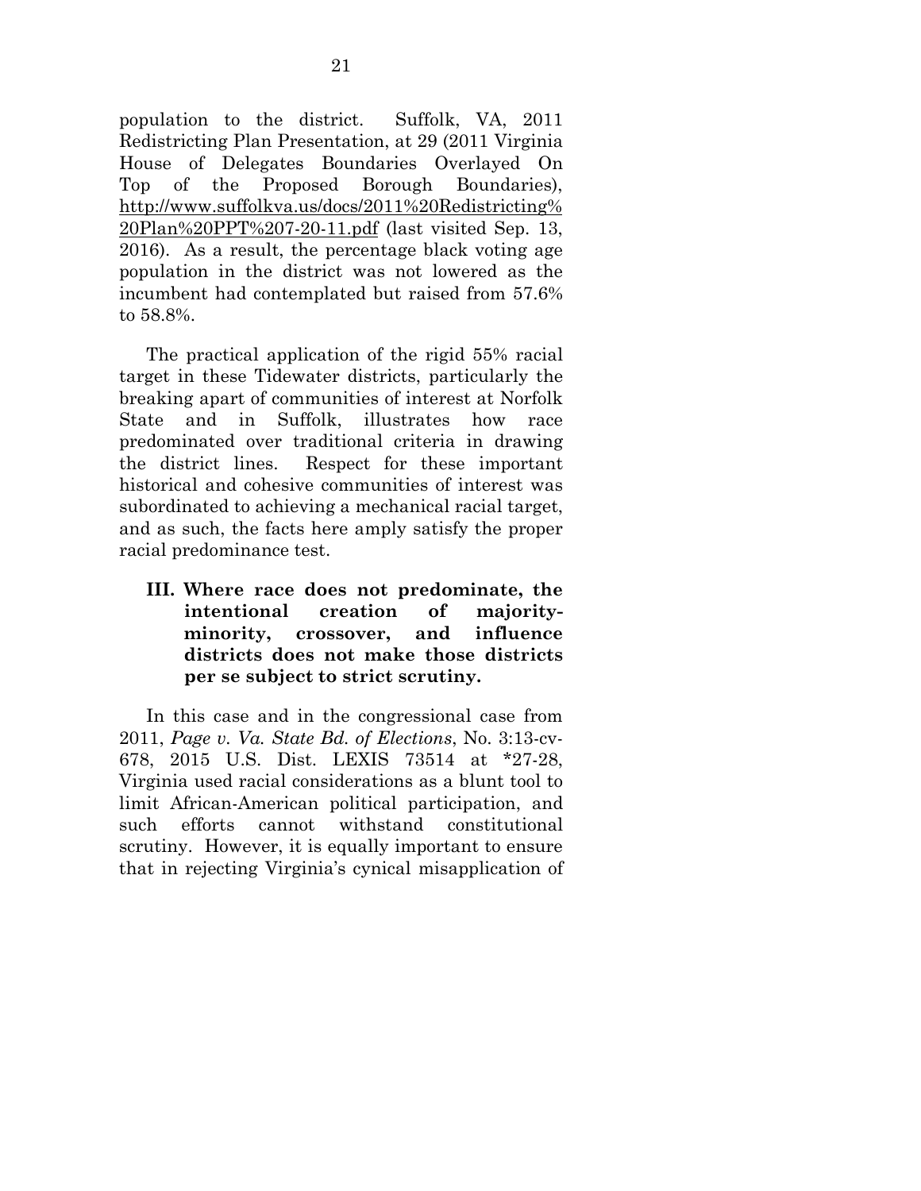population to the district. Suffolk, VA, 2011 Redistricting Plan Presentation, at 29 (2011 Virginia House of Delegates Boundaries Overlayed On Top of the Proposed Borough Boundaries), http://www.suffolkva.us/docs/2011%20Redistricting%20Plan%20PPT%207-20-11.pdf (last visited Sep. 13, 2016). As a result, the percentage black voting age population in the district was not lowered as the incumbent had contemplated but raised from 57.6% to 58.8%.

The practical application of the rigid 55% racial target in these Tidewater districts, particularly the breaking apart of communities of interest at Norfolk State and in Suffolk, illustrates how race predominated over traditional criteria in drawing the district lines. Respect for these important historical and cohesive communities of interest was subordinated to achieving a mechanical racial target, and as such, the facts here amply satisfy the proper racial predominance test.

### III. Where race does not predominate, the intentional creation of majority-minority, crossover, and influence districts does not make those districts per se subject to strict scrutiny.

In this case and in the congressional case from 2011, *Page v. Va. State Bd. of Elections*, No. 3:13-cv-678, 2015 U.S. Dist. LEXIS 73514 at *27-28, Virginia used racial considerations as a blunt tool to limit African-American political participation, and such efforts cannot withstand constitutional scrutiny. However, it is equally important to ensure that in rejecting Virginia's cynical misapplication of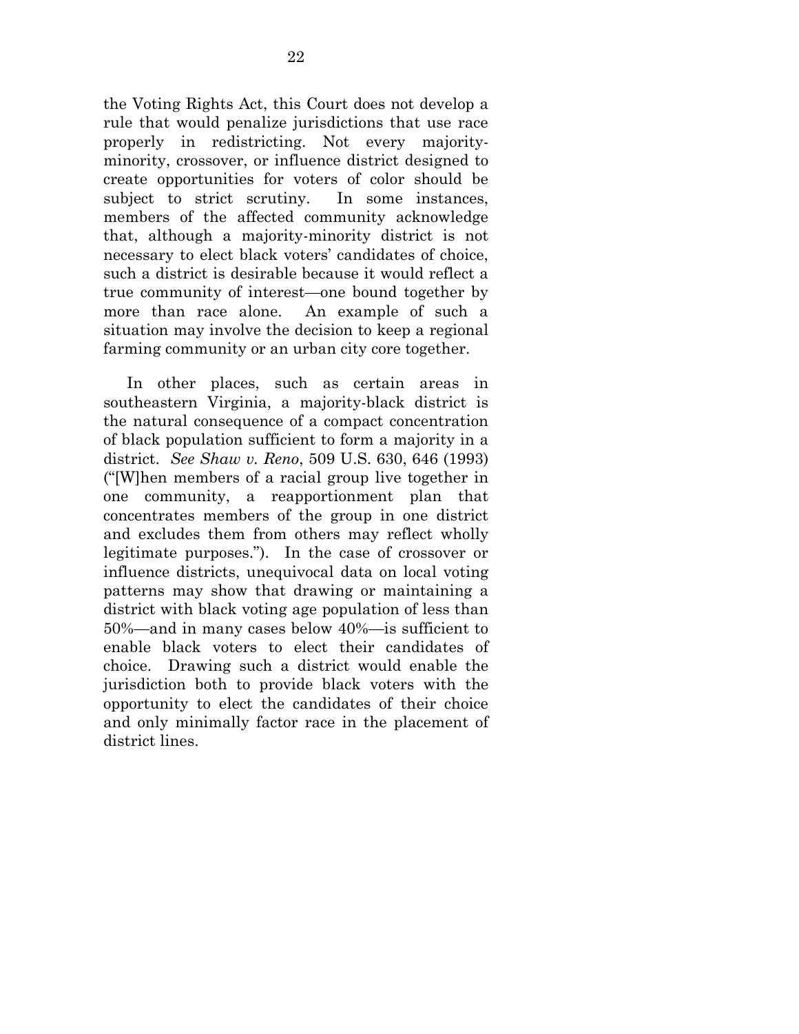the Voting Rights Act, this Court does not develop a rule that would penalize jurisdictions that use race properly in redistricting. Not every majority-minority, crossover, or influence district designed to create opportunities for voters of color should be subject to strict scrutiny. In some instances, members of the affected community acknowledge that, although a majority-minority district is not necessary to elect black voters' candidates of choice, such a district is desirable because it would reflect a true community of interest—one bound together by more than race alone. An example of such a situation may involve the decision to keep a regional farming community or an urban city core together.

In other places, such as certain areas in southeastern Virginia, a majority-black district is the natural consequence of a compact concentration of black population sufficient to form a majority in a district. *See Shaw v. Reno*, 509 U.S. 630, 646 (1993) ("[W]hen members of a racial group live together in one community, a reapportionment plan that concentrates members of the group in one district and excludes them from others may reflect wholly legitimate purposes."). In the case of crossover or influence districts, unequivocal data on local voting patterns may show that drawing or maintaining a district with black voting age population of less than 50%—and in many cases below 40%—is sufficient to enable black voters to elect their candidates of choice. Drawing such a district would enable the jurisdiction both to provide black voters with the opportunity to elect the candidates of their choice and only minimally factor race in the placement of district lines.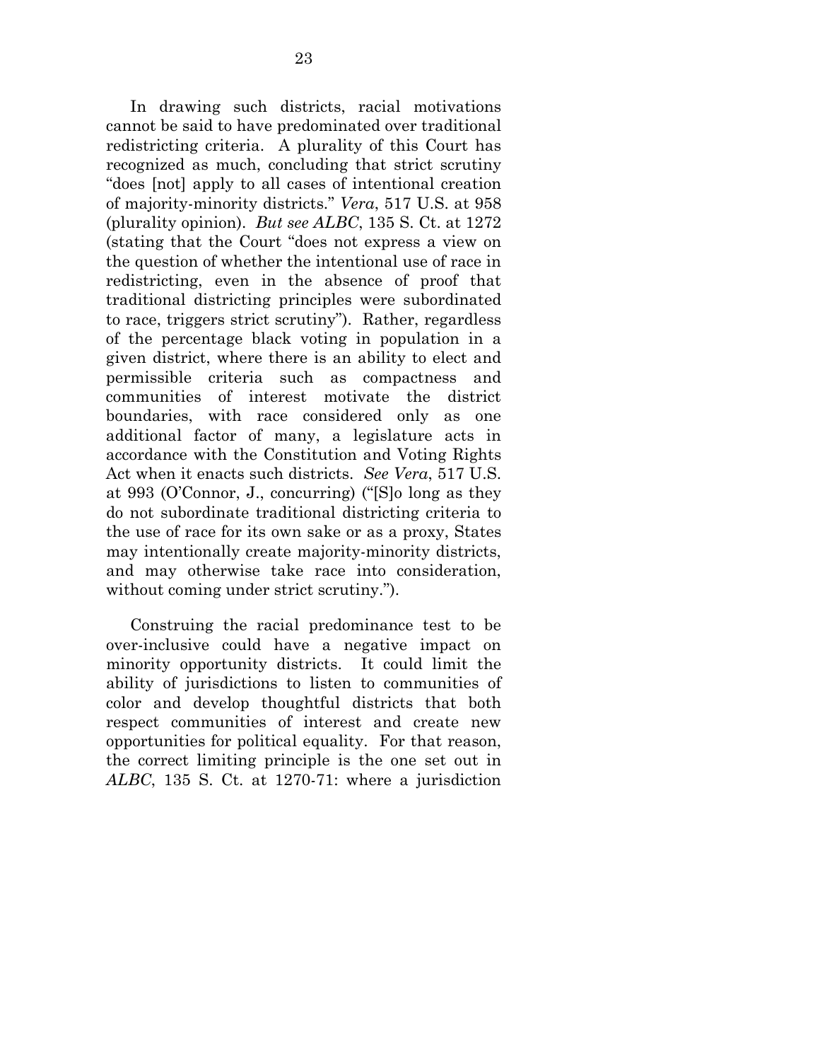In drawing such districts, racial motivations cannot be said to have predominated over traditional redistricting criteria. A plurality of this Court has recognized as much, concluding that strict scrutiny "does [not] apply to all cases of intentional creation of majority-minority districts." *Vera*, 517 U.S. at 958 (plurality opinion). *But see ALBC*, 135 S. Ct. at 1272 (stating that the Court "does not express a view on the question of whether the intentional use of race in redistricting, even in the absence of proof that traditional districting principles were subordinated to race, triggers strict scrutiny"). Rather, regardless of the percentage black voting in population in a given district, where there is an ability to elect and permissible criteria such as compactness and communities of interest motivate the district boundaries, with race considered only as one additional factor of many, a legislature acts in accordance with the Constitution and Voting Rights Act when it enacts such districts. *See Vera*, 517 U.S. at 993 (O'Connor, J., concurring) ("[S]o long as they do not subordinate traditional districting criteria to the use of race for its own sake or as a proxy, States may intentionally create majority-minority districts, and may otherwise take race into consideration, without coming under strict scrutiny.").

Construing the racial predominance test to be over-inclusive could have a negative impact on minority opportunity districts. It could limit the ability of jurisdictions to listen to communities of color and develop thoughtful districts that both respect communities of interest and create new opportunities for political equality. For that reason, the correct limiting principle is the one set out in *ALBC*, 135 S. Ct. at 1270-71: where a jurisdiction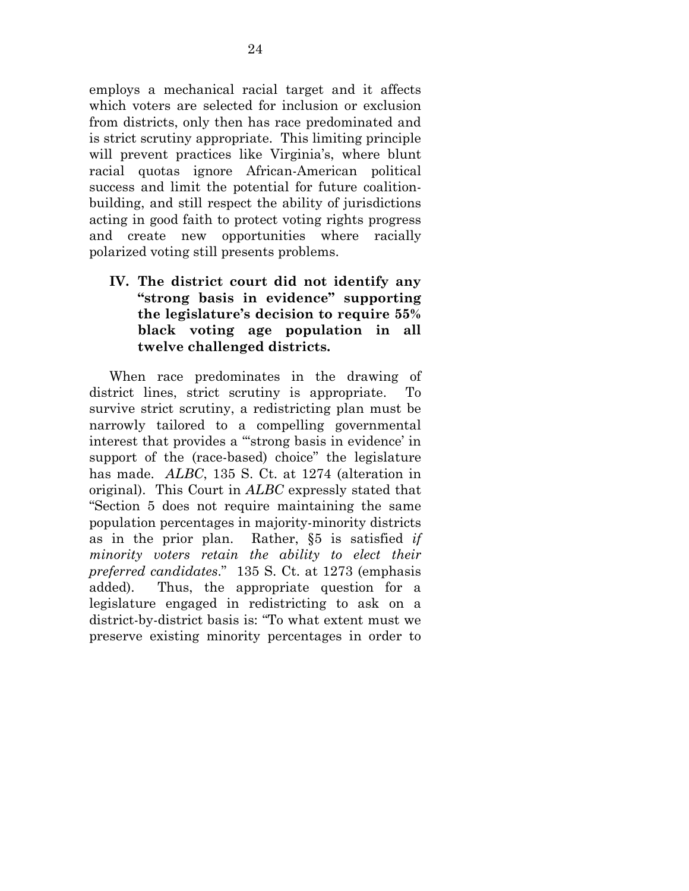employs a mechanical racial target and it affects which voters are selected for inclusion or exclusion from districts, only then has race predominated and is strict scrutiny appropriate. This limiting principle will prevent practices like Virginia's, where blunt racial quotas ignore African-American political success and limit the potential for future coalition-building, and still respect the ability of jurisdictions acting in good faith to protect voting rights progress and create new opportunities where racially polarized voting still presents problems.

## IV. The district court did not identify any "strong basis in evidence" supporting the legislature's decision to require 55% black voting age population in all twelve challenged districts.

When race predominates in the drawing of district lines, strict scrutiny is appropriate. To survive strict scrutiny, a redistricting plan must be narrowly tailored to a compelling governmental interest that provides a "'strong basis in evidence' in support of the (race-based) choice" the legislature has made. *ALBC*, 135 S. Ct. at 1274 (alteration in original). This Court in *ALBC* expressly stated that "Section 5 does not require maintaining the same population percentages in majority-minority districts as in the prior plan. Rather, §5 is satisfied *if minority voters retain the ability to elect their preferred candidates*." 135 S. Ct. at 1273 (emphasis added). Thus, the appropriate question for a legislature engaged in redistricting to ask on a district-by-district basis is: "To what extent must we preserve existing minority percentages in order to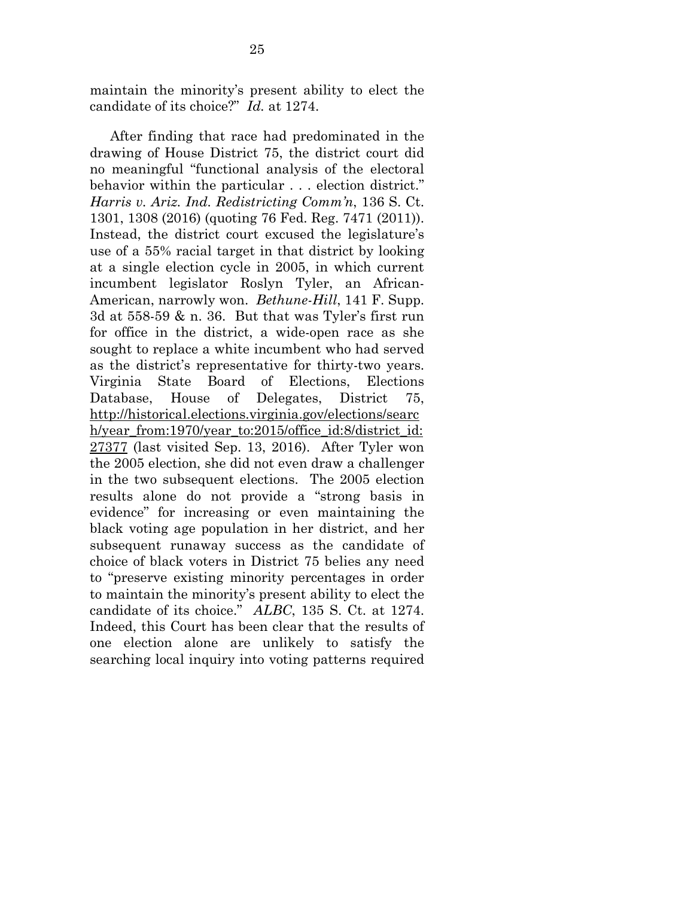maintain the minority's present ability to elect the candidate of its choice?" *Id.* at 1274.

After finding that race had predominated in the drawing of House District 75, the district court did no meaningful "functional analysis of the electoral behavior within the particular . . . election district." *Harris v. Ariz. Ind. Redistricting Comm'n*, 136 S. Ct. 1301, 1308 (2016) (quoting 76 Fed. Reg. 7471 (2011)). Instead, the district court excused the legislature's use of a 55% racial target in that district by looking at a single election cycle in 2005, in which current incumbent legislator Roslyn Tyler, an African-American, narrowly won. *Bethune-Hill*, 141 F. Supp. 3d at 558-59 & n. 36. But that was Tyler's first run for office in the district, a wide-open race as she sought to replace a white incumbent who had served as the district's representative for thirty-two years. Virginia State Board of Elections, Elections Database, House of Delegates, District 75, http://historical.elections.virginia.gov/elections/search/year_from:1970/year_to:2015/office_id:8/district_id:27377 (last visited Sep. 13, 2016). After Tyler won the 2005 election, she did not even draw a challenger in the two subsequent elections. The 2005 election results alone do not provide a "strong basis in evidence" for increasing or even maintaining the black voting age population in her district, and her subsequent runaway success as the candidate of choice of black voters in District 75 belies any need to "preserve existing minority percentages in order to maintain the minority's present ability to elect the candidate of its choice." *ALBC*, 135 S. Ct. at 1274. Indeed, this Court has been clear that the results of one election alone are unlikely to satisfy the searching local inquiry into voting patterns required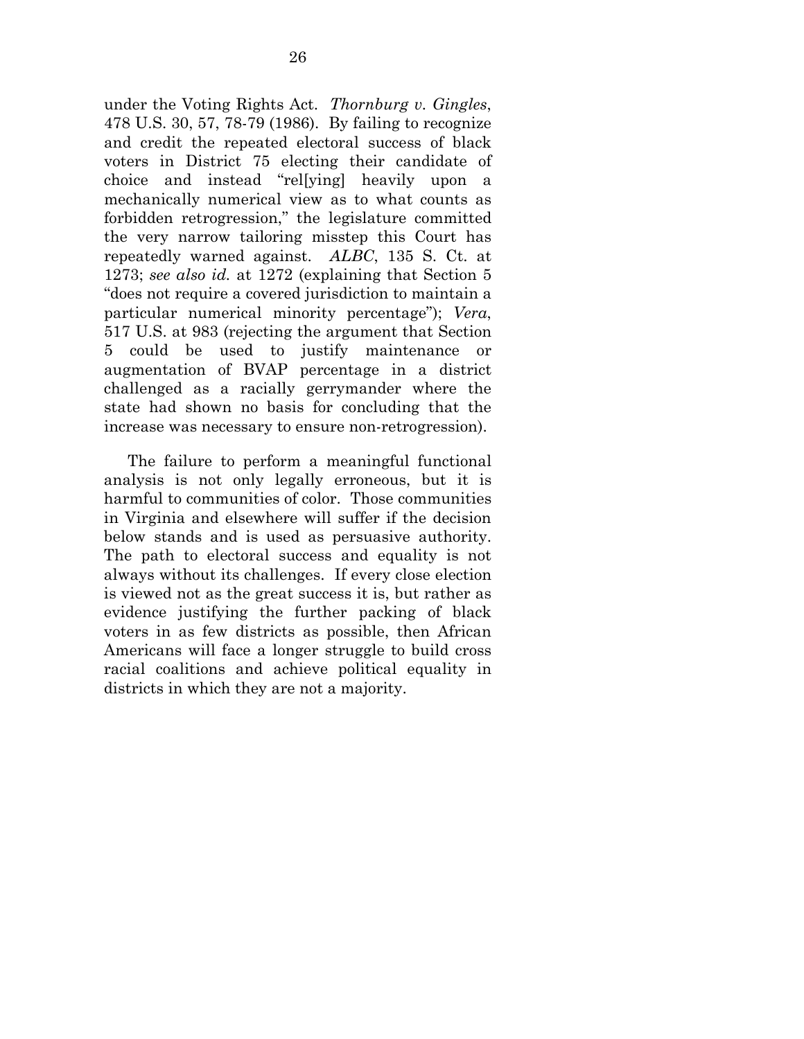under the Voting Rights Act. *Thornburg v. Gingles*, 478 U.S. 30, 57, 78-79 (1986). By failing to recognize and credit the repeated electoral success of black voters in District 75 electing their candidate of choice and instead "rel[ying] heavily upon a mechanically numerical view as to what counts as forbidden retrogression," the legislature committed the very narrow tailoring misstep this Court has repeatedly warned against. *ALBC*, 135 S. Ct. at 1273; *see also id.* at 1272 (explaining that Section 5 "does not require a covered jurisdiction to maintain a particular numerical minority percentage"); *Vera*, 517 U.S. at 983 (rejecting the argument that Section 5 could be used to justify maintenance or augmentation of BVAP percentage in a district challenged as a racially gerrymander where the state had shown no basis for concluding that the increase was necessary to ensure non-retrogression).

The failure to perform a meaningful functional analysis is not only legally erroneous, but it is harmful to communities of color. Those communities in Virginia and elsewhere will suffer if the decision below stands and is used as persuasive authority. The path to electoral success and equality is not always without its challenges. If every close election is viewed not as the great success it is, but rather as evidence justifying the further packing of black voters in as few districts as possible, then African Americans will face a longer struggle to build cross racial coalitions and achieve political equality in districts in which they are not a majority.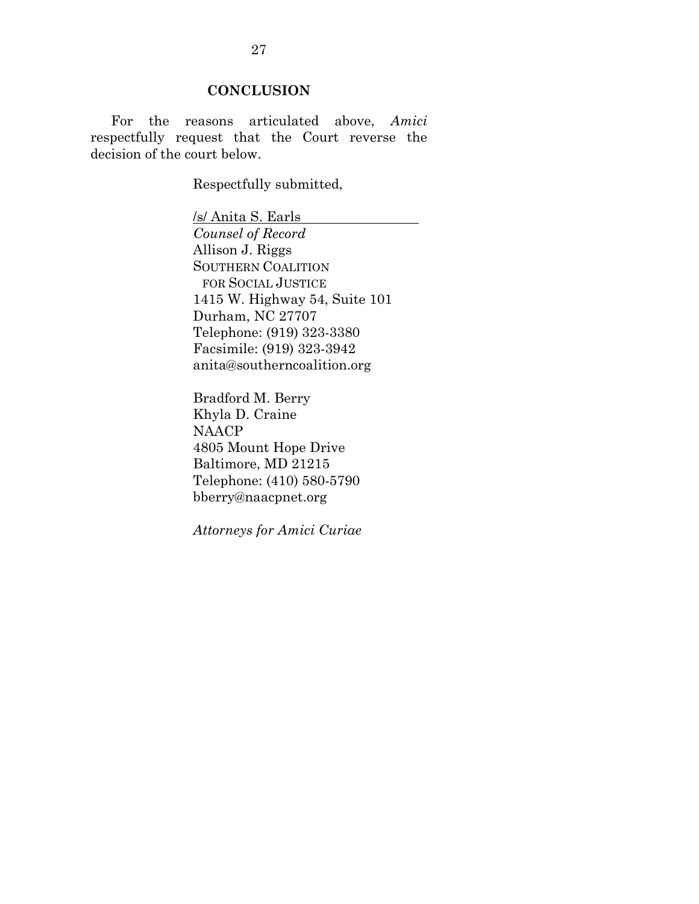## CONCLUSION

For the reasons articulated above, *Amici* respectfully request that the Court reverse the decision of the court below.

Respectfully submitted,

/s/ Anita S. Earls
*Counsel of Record*
Allison J. Riggs
SOUTHERN COALITION FOR SOCIAL JUSTICE
1415 W. Highway 54, Suite 101
Durham, NC 27707
Telephone: (919) 323-3380
Facsimile: (919) 323-3942
anita@southerncoalition.org

Bradford M. Berry
Khyla D. Craine
NAACP
4805 Mount Hope Drive
Baltimore, MD 21215
Telephone: (410) 580-5790
bberry@naacpnet.org

*Attorneys for Amici Curiae*